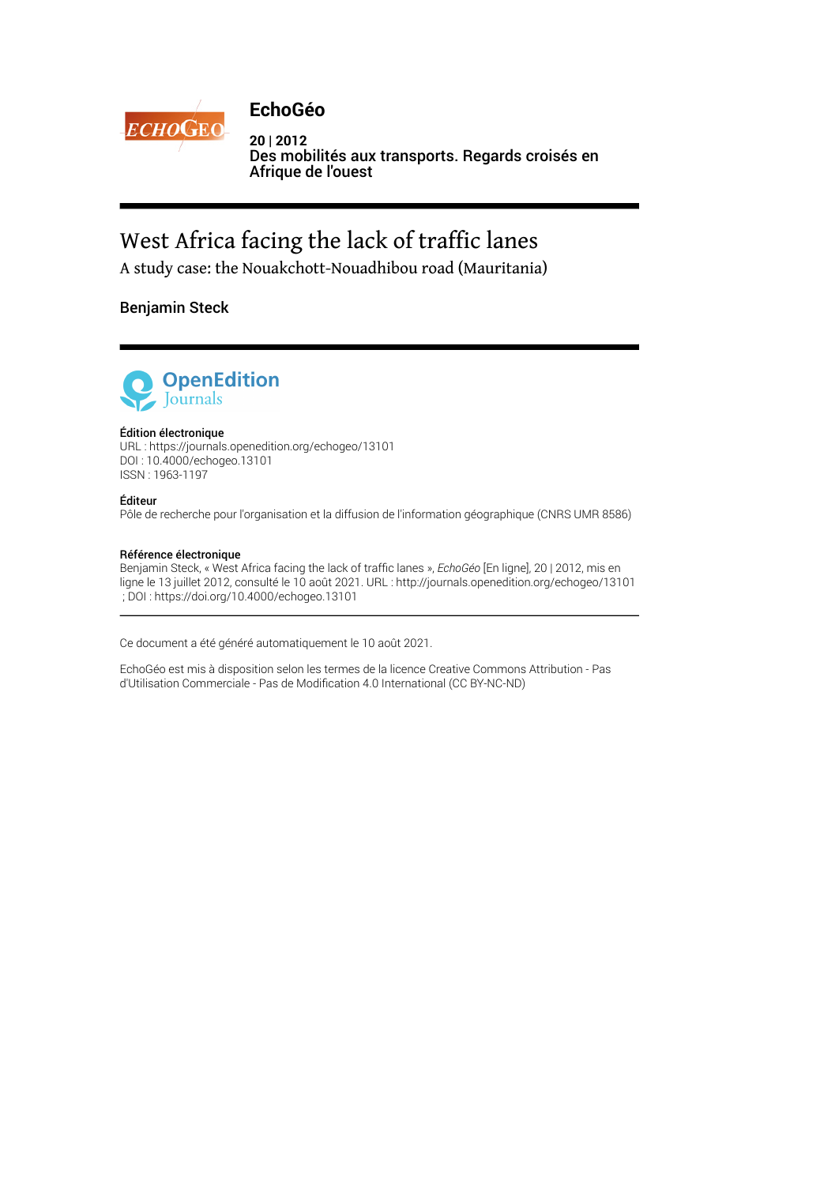**EchoGéo**

**20 | 2012**
**Des mobilités aux transports. Regards croisés en Afrique de l'ouest**

# West Africa facing the lack of traffic lanes

## A study case: the Nouakchott-Nouadhibou road (Mauritania)

**Benjamin Steck**

**Édition électronique**
URL : https://journals.openedition.org/echogeo/13101
DOI : 10.4000/echogeo.13101
ISSN : 1963-1197

**Éditeur**
Pôle de recherche pour l'organisation et la diffusion de l'information géographique (CNRS UMR 8586)

**Référence électronique**
Benjamin Steck, « West Africa facing the lack of traffic lanes », *EchoGéo* [En ligne], 20 | 2012, mis en ligne le 13 juillet 2012, consulté le 10 août 2021. URL : http://journals.openedition.org/echogeo/13101 ; DOI : https://doi.org/10.4000/echogeo.13101

Ce document a été généré automatiquement le 10 août 2021.

EchoGéo est mis à disposition selon les termes de la licence Creative Commons Attribution - Pas d'Utilisation Commerciale - Pas de Modification 4.0 International (CC BY-NC-ND)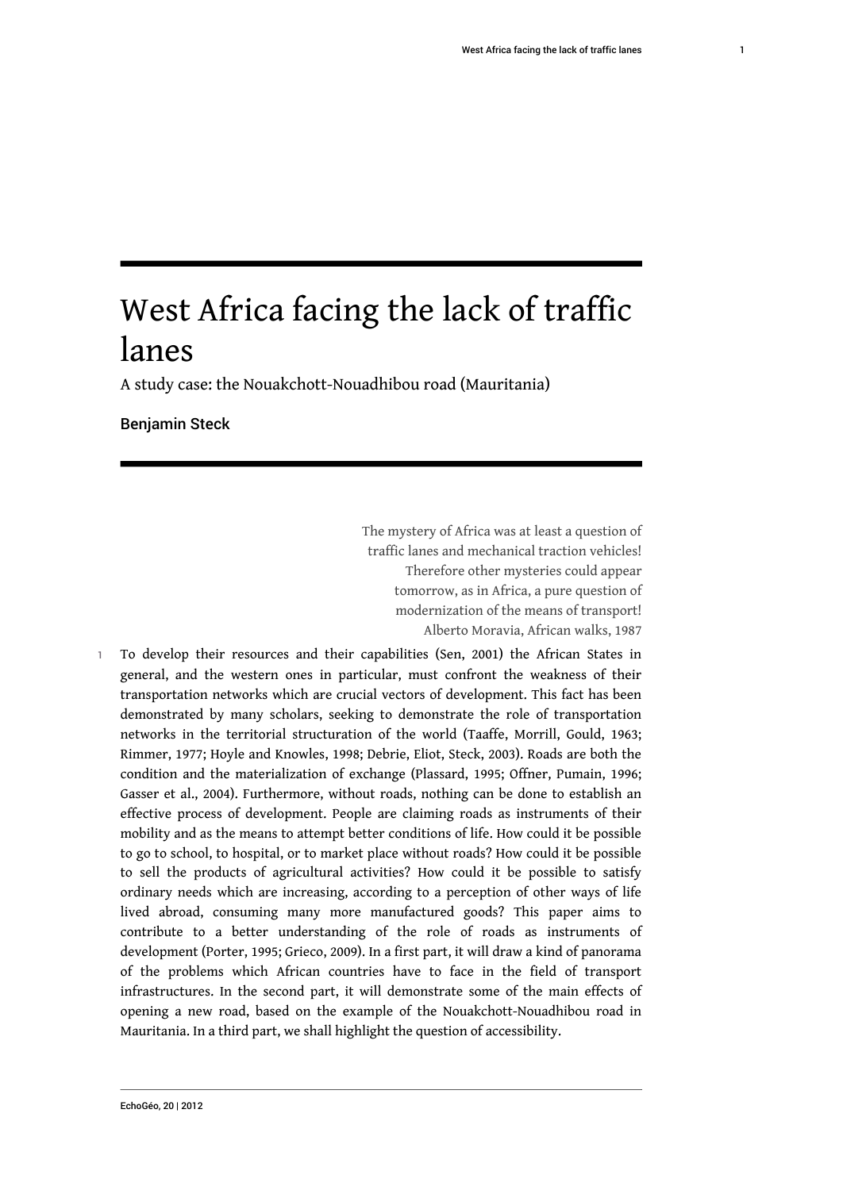# West Africa facing the lack of traffic lanes

A study case: the Nouakchott-Nouadhibou road (Mauritania)

Benjamin Steck

> The mystery of Africa was at least a question of traffic lanes and mechanical traction vehicles! Therefore other mysteries could appear tomorrow, as in Africa, a pure question of modernization of the means of transport!
> Alberto Moravia, African walks, 1987

1 To develop their resources and their capabilities (Sen, 2001) the African States in general, and the western ones in particular, must confront the weakness of their transportation networks which are crucial vectors of development. This fact has been demonstrated by many scholars, seeking to demonstrate the role of transportation networks in the territorial structuration of the world (Taaffe, Morrill, Gould, 1963; Rimmer, 1977; Hoyle and Knowles, 1998; Debrie, Eliot, Steck, 2003). Roads are both the condition and the materialization of exchange (Plassard, 1995; Offner, Pumain, 1996; Gasser et al., 2004). Furthermore, without roads, nothing can be done to establish an effective process of development. People are claiming roads as instruments of their mobility and as the means to attempt better conditions of life. How could it be possible to go to school, to hospital, or to market place without roads? How could it be possible to sell the products of agricultural activities? How could it be possible to satisfy ordinary needs which are increasing, according to a perception of other ways of life lived abroad, consuming many more manufactured goods? This paper aims to contribute to a better understanding of the role of roads as instruments of development (Porter, 1995; Grieco, 2009). In a first part, it will draw a kind of panorama of the problems which African countries have to face in the field of transport infrastructures. In the second part, it will demonstrate some of the main effects of opening a new road, based on the example of the Nouakchott-Nouadhibou road in Mauritania. In a third part, we shall highlight the question of accessibility.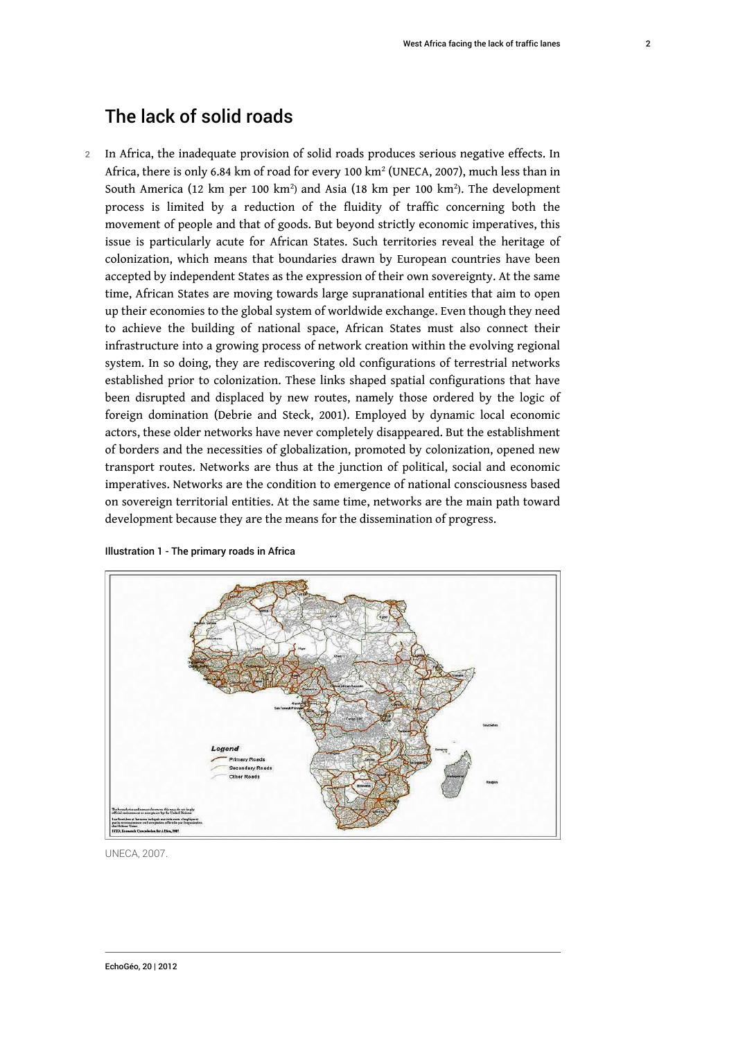## The lack of solid roads

2 In Africa, the inadequate provision of solid roads produces serious negative effects. In Africa, there is only 6.84 km of road for every 100 $km^2$ (UNECA, 2007), much less than in South America (12 km per 100 $km^2$) and Asia (18 km per 100 $km^2$). The development process is limited by a reduction of the fluidity of traffic concerning both the movement of people and that of goods. But beyond strictly economic imperatives, this issue is particularly acute for African States. Such territories reveal the heritage of colonization, which means that boundaries drawn by European countries have been accepted by independent States as the expression of their own sovereignty. At the same time, African States are moving towards large supranational entities that aim to open up their economies to the global system of worldwide exchange. Even though they need to achieve the building of national space, African States must also connect their infrastructure into a growing process of network creation within the evolving regional system. In so doing, they are rediscovering old configurations of terrestrial networks established prior to colonization. These links shaped spatial configurations that have been disrupted and displaced by new routes, namely those ordered by the logic of foreign domination (Debrie and Steck, 2001). Employed by dynamic local economic actors, these older networks have never completely disappeared. But the establishment of borders and the necessities of globalization, promoted by colonization, opened new transport routes. Networks are thus at the junction of political, social and economic imperatives. Networks are the condition to emergence of national consciousness based on sovereign territorial entities. At the same time, networks are the main path toward development because they are the means for the dissemination of progress.

Illustration 1 - The primary roads in Africa

UNECA, 2007.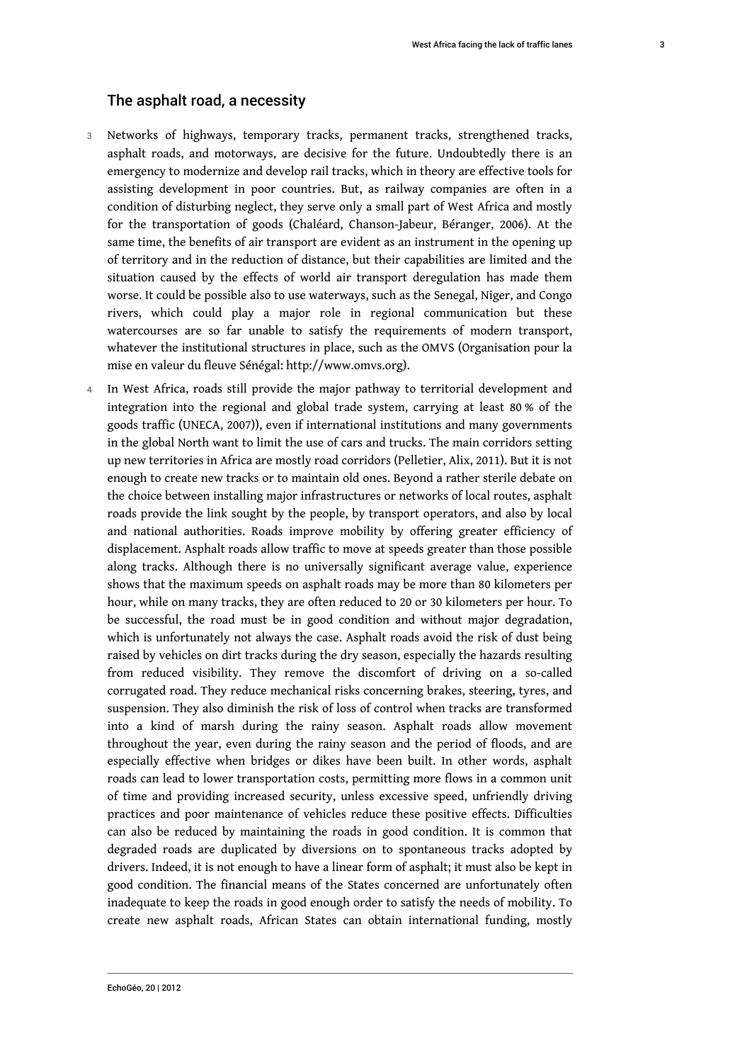## The asphalt road, a necessity

3 Networks of highways, temporary tracks, permanent tracks, strengthened tracks, asphalt roads, and motorways, are decisive for the future. Undoubtedly there is an emergency to modernize and develop rail tracks, which in theory are effective tools for assisting development in poor countries. But, as railway companies are often in a condition of disturbing neglect, they serve only a small part of West Africa and mostly for the transportation of goods (Chaléard, Chanson-Jabeur, Béranger, 2006). At the same time, the benefits of air transport are evident as an instrument in the opening up of territory and in the reduction of distance, but their capabilities are limited and the situation caused by the effects of world air transport deregulation has made them worse. It could be possible also to use waterways, such as the Senegal, Niger, and Congo rivers, which could play a major role in regional communication but these watercourses are so far unable to satisfy the requirements of modern transport, whatever the institutional structures in place, such as the OMVS (Organisation pour la mise en valeur du fleuve Sénégal: http://www.omvs.org).

4 In West Africa, roads still provide the major pathway to territorial development and integration into the regional and global trade system, carrying at least 80 % of the goods traffic (UNECA, 2007)), even if international institutions and many governments in the global North want to limit the use of cars and trucks. The main corridors setting up new territories in Africa are mostly road corridors (Pelletier, Alix, 2011). But it is not enough to create new tracks or to maintain old ones. Beyond a rather sterile debate on the choice between installing major infrastructures or networks of local routes, asphalt roads provide the link sought by the people, by transport operators, and also by local and national authorities. Roads improve mobility by offering greater efficiency of displacement. Asphalt roads allow traffic to move at speeds greater than those possible along tracks. Although there is no universally significant average value, experience shows that the maximum speeds on asphalt roads may be more than 80 kilometers per hour, while on many tracks, they are often reduced to 20 or 30 kilometers per hour. To be successful, the road must be in good condition and without major degradation, which is unfortunately not always the case. Asphalt roads avoid the risk of dust being raised by vehicles on dirt tracks during the dry season, especially the hazards resulting from reduced visibility. They remove the discomfort of driving on a so-called corrugated road. They reduce mechanical risks concerning brakes, steering, tyres, and suspension. They also diminish the risk of loss of control when tracks are transformed into a kind of marsh during the rainy season. Asphalt roads allow movement throughout the year, even during the rainy season and the period of floods, and are especially effective when bridges or dikes have been built. In other words, asphalt roads can lead to lower transportation costs, permitting more flows in a common unit of time and providing increased security, unless excessive speed, unfriendly driving practices and poor maintenance of vehicles reduce these positive effects. Difficulties can also be reduced by maintaining the roads in good condition. It is common that degraded roads are duplicated by diversions on to spontaneous tracks adopted by drivers. Indeed, it is not enough to have a linear form of asphalt; it must also be kept in good condition. The financial means of the States concerned are unfortunately often inadequate to keep the roads in good enough order to satisfy the needs of mobility. To create new asphalt roads, African States can obtain international funding, mostly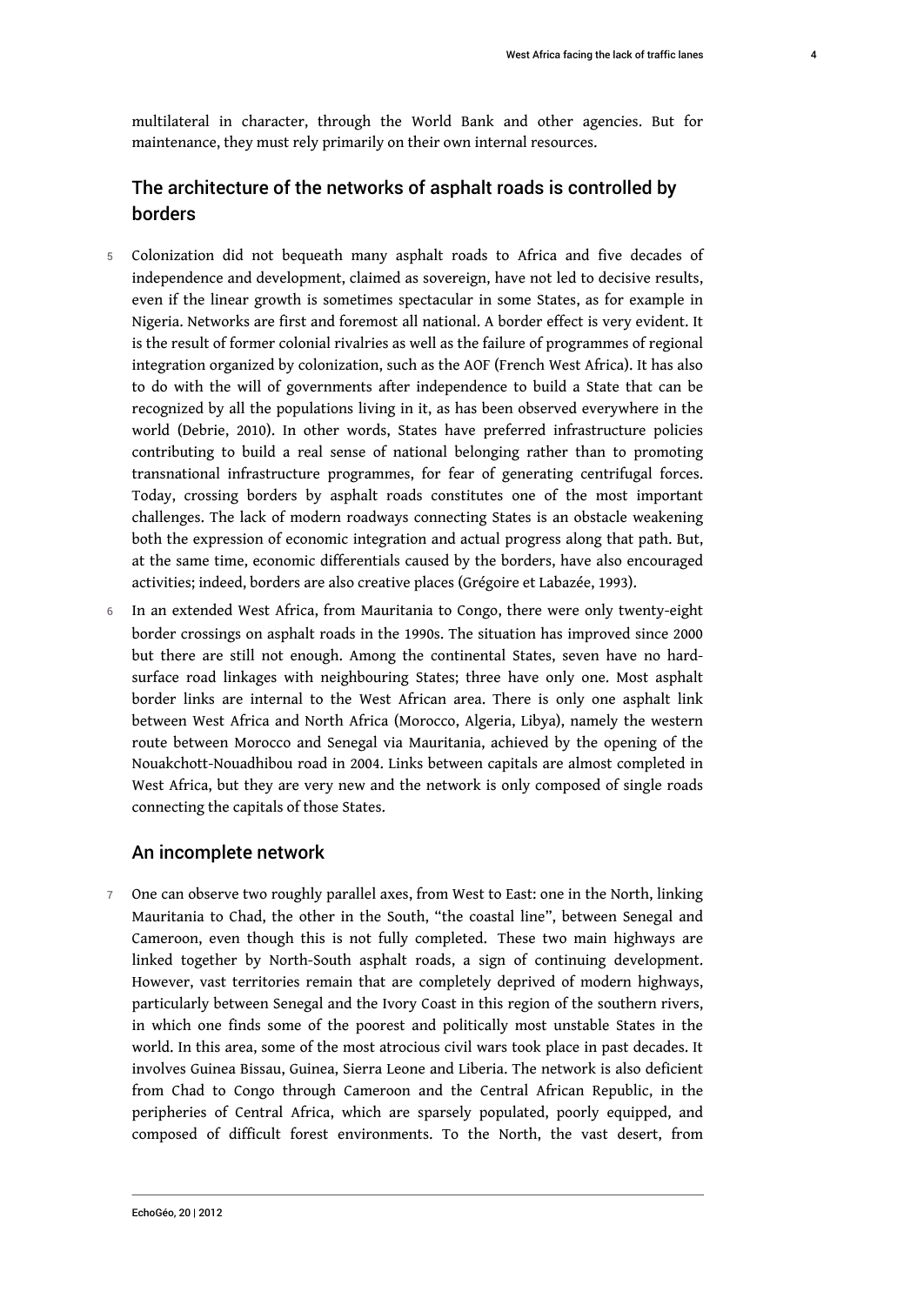multilateral in character, through the World Bank and other agencies. But for maintenance, they must rely primarily on their own internal resources.

## The architecture of the networks of asphalt roads is controlled by borders

5 Colonization did not bequeath many asphalt roads to Africa and five decades of independence and development, claimed as sovereign, have not led to decisive results, even if the linear growth is sometimes spectacular in some States, as for example in Nigeria. Networks are first and foremost all national. A border effect is very evident. It is the result of former colonial rivalries as well as the failure of programmes of regional integration organized by colonization, such as the AOF (French West Africa). It has also to do with the will of governments after independence to build a State that can be recognized by all the populations living in it, as has been observed everywhere in the world (Debrie, 2010). In other words, States have preferred infrastructure policies contributing to build a real sense of national belonging rather than to promoting transnational infrastructure programmes, for fear of generating centrifugal forces. Today, crossing borders by asphalt roads constitutes one of the most important challenges. The lack of modern roadways connecting States is an obstacle weakening both the expression of economic integration and actual progress along that path. But, at the same time, economic differentials caused by the borders, have also encouraged activities; indeed, borders are also creative places (Grégoire et Labazée, 1993).

6 In an extended West Africa, from Mauritania to Congo, there were only twenty-eight border crossings on asphalt roads in the 1990s. The situation has improved since 2000 but there are still not enough. Among the continental States, seven have no hard-surface road linkages with neighbouring States; three have only one. Most asphalt border links are internal to the West African area. There is only one asphalt link between West Africa and North Africa (Morocco, Algeria, Libya), namely the western route between Morocco and Senegal via Mauritania, achieved by the opening of the Nouakchott-Nouadhibou road in 2004. Links between capitals are almost completed in West Africa, but they are very new and the network is only composed of single roads connecting the capitals of those States.

### An incomplete network

7 One can observe two roughly parallel axes, from West to East: one in the North, linking Mauritania to Chad, the other in the South, "the coastal line", between Senegal and Cameroon, even though this is not fully completed. These two main highways are linked together by North-South asphalt roads, a sign of continuing development. However, vast territories remain that are completely deprived of modern highways, particularly between Senegal and the Ivory Coast in this region of the southern rivers, in which one finds some of the poorest and politically most unstable States in the world. In this area, some of the most atrocious civil wars took place in past decades. It involves Guinea Bissau, Guinea, Sierra Leone and Liberia. The network is also deficient from Chad to Congo through Cameroon and the Central African Republic, in the peripheries of Central Africa, which are sparsely populated, poorly equipped, and composed of difficult forest environments. To the North, the vast desert, from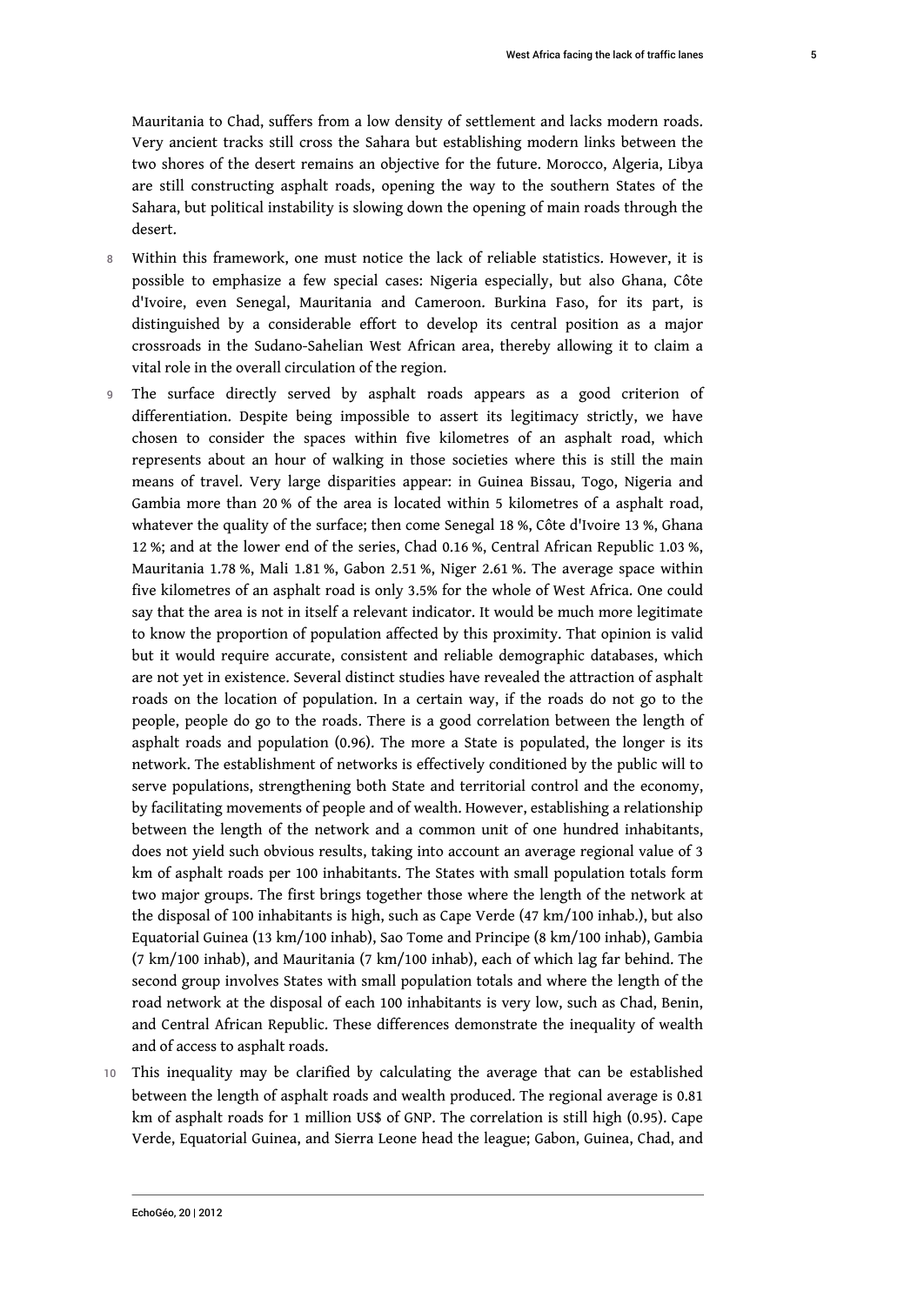Mauritania to Chad, suffers from a low density of settlement and lacks modern roads. Very ancient tracks still cross the Sahara but establishing modern links between the two shores of the desert remains an objective for the future. Morocco, Algeria, Libya are still constructing asphalt roads, opening the way to the southern States of the Sahara, but political instability is slowing down the opening of main roads through the desert.

8 Within this framework, one must notice the lack of reliable statistics. However, it is possible to emphasize a few special cases: Nigeria especially, but also Ghana, Côte d'Ivoire, even Senegal, Mauritania and Cameroon. Burkina Faso, for its part, is distinguished by a considerable effort to develop its central position as a major crossroads in the Sudano-Sahelian West African area, thereby allowing it to claim a vital role in the overall circulation of the region.

9 The surface directly served by asphalt roads appears as a good criterion of differentiation. Despite being impossible to assert its legitimacy strictly, we have chosen to consider the spaces within five kilometres of an asphalt road, which represents about an hour of walking in those societies where this is still the main means of travel. Very large disparities appear: in Guinea Bissau, Togo, Nigeria and Gambia more than 20 % of the area is located within 5 kilometres of a asphalt road, whatever the quality of the surface; then come Senegal 18 %, Côte d'Ivoire 13 %, Ghana 12 %; and at the lower end of the series, Chad 0.16 %, Central African Republic 1.03 %, Mauritania 1.78 %, Mali 1.81 %, Gabon 2.51 %, Niger 2.61 %. The average space within five kilometres of an asphalt road is only 3.5% for the whole of West Africa. One could say that the area is not in itself a relevant indicator. It would be much more legitimate to know the proportion of population affected by this proximity. That opinion is valid but it would require accurate, consistent and reliable demographic databases, which are not yet in existence. Several distinct studies have revealed the attraction of asphalt roads on the location of population. In a certain way, if the roads do not go to the people, people do go to the roads. There is a good correlation between the length of asphalt roads and population (0.96). The more a State is populated, the longer is its network. The establishment of networks is effectively conditioned by the public will to serve populations, strengthening both State and territorial control and the economy, by facilitating movements of people and of wealth. However, establishing a relationship between the length of the network and a common unit of one hundred inhabitants, does not yield such obvious results, taking into account an average regional value of 3 km of asphalt roads per 100 inhabitants. The States with small population totals form two major groups. The first brings together those where the length of the network at the disposal of 100 inhabitants is high, such as Cape Verde (47 km/100 inhab.), but also Equatorial Guinea (13 km/100 inhab), Sao Tome and Principe (8 km/100 inhab), Gambia (7 km/100 inhab), and Mauritania (7 km/100 inhab), each of which lag far behind. The second group involves States with small population totals and where the length of the road network at the disposal of each 100 inhabitants is very low, such as Chad, Benin, and Central African Republic. These differences demonstrate the inequality of wealth and of access to asphalt roads.

10 This inequality may be clarified by calculating the average that can be established between the length of asphalt roads and wealth produced. The regional average is 0.81 km of asphalt roads for 1 million US$ of GNP. The correlation is still high (0.95). Cape Verde, Equatorial Guinea, and Sierra Leone head the league; Gabon, Guinea, Chad, and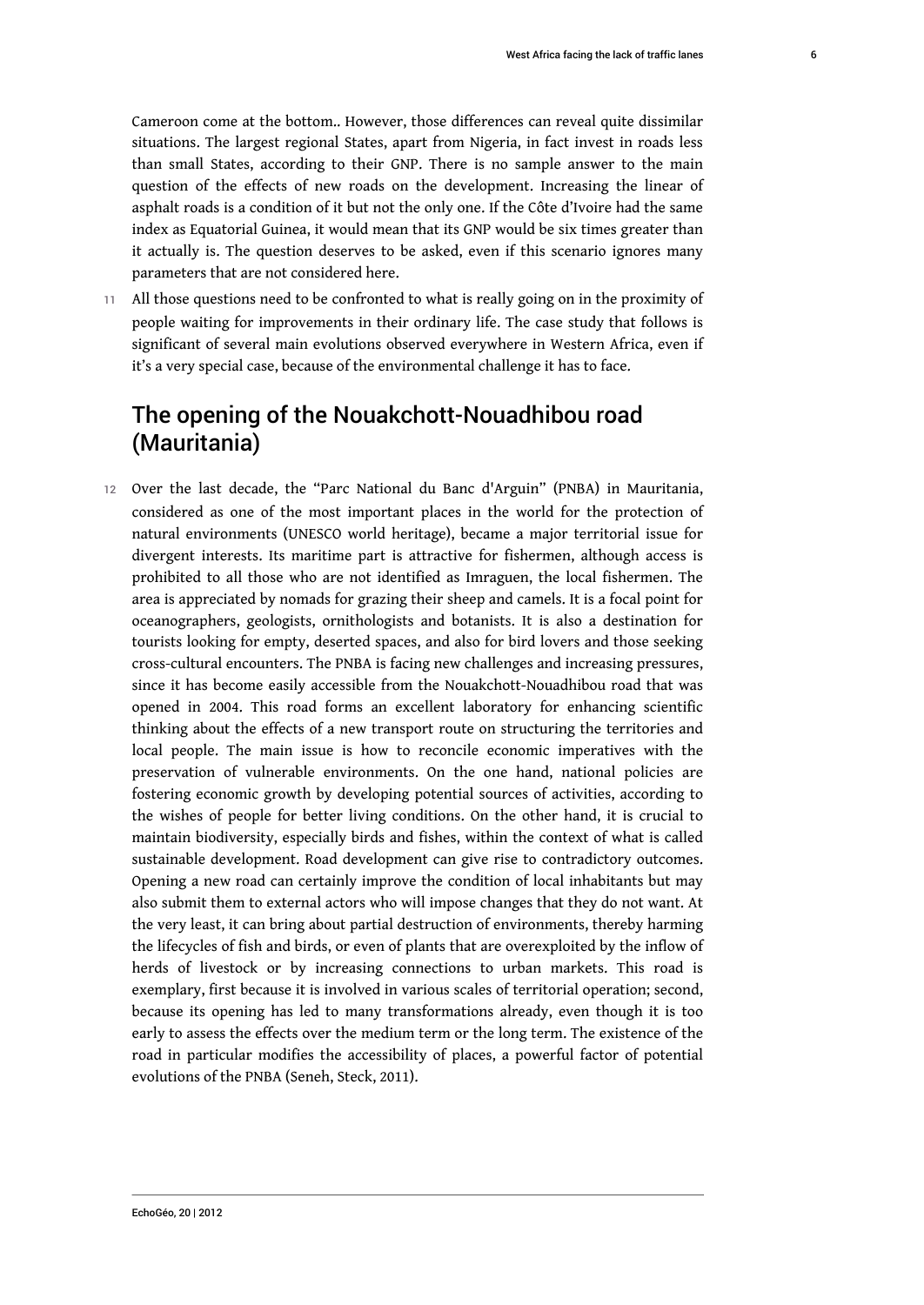Cameroon come at the bottom.. However, those differences can reveal quite dissimilar situations. The largest regional States, apart from Nigeria, in fact invest in roads less than small States, according to their GNP. There is no sample answer to the main question of the effects of new roads on the development. Increasing the linear of asphalt roads is a condition of it but not the only one. If the Côte d'Ivoire had the same index as Equatorial Guinea, it would mean that its GNP would be six times greater than it actually is. The question deserves to be asked, even if this scenario ignores many parameters that are not considered here.

11 All those questions need to be confronted to what is really going on in the proximity of people waiting for improvements in their ordinary life. The case study that follows is significant of several main evolutions observed everywhere in Western Africa, even if it's a very special case, because of the environmental challenge it has to face.

## The opening of the Nouakchott-Nouadhibou road (Mauritania)

12 Over the last decade, the "Parc National du Banc d'Arguin" (PNBA) in Mauritania, considered as one of the most important places in the world for the protection of natural environments (UNESCO world heritage), became a major territorial issue for divergent interests. Its maritime part is attractive for fishermen, although access is prohibited to all those who are not identified as Imraguen, the local fishermen. The area is appreciated by nomads for grazing their sheep and camels. It is a focal point for oceanographers, geologists, ornithologists and botanists. It is also a destination for tourists looking for empty, deserted spaces, and also for bird lovers and those seeking cross-cultural encounters. The PNBA is facing new challenges and increasing pressures, since it has become easily accessible from the Nouakchott-Nouadhibou road that was opened in 2004. This road forms an excellent laboratory for enhancing scientific thinking about the effects of a new transport route on structuring the territories and local people. The main issue is how to reconcile economic imperatives with the preservation of vulnerable environments. On the one hand, national policies are fostering economic growth by developing potential sources of activities, according to the wishes of people for better living conditions. On the other hand, it is crucial to maintain biodiversity, especially birds and fishes, within the context of what is called sustainable development. Road development can give rise to contradictory outcomes. Opening a new road can certainly improve the condition of local inhabitants but may also submit them to external actors who will impose changes that they do not want. At the very least, it can bring about partial destruction of environments, thereby harming the lifecycles of fish and birds, or even of plants that are overexploited by the inflow of herds of livestock or by increasing connections to urban markets. This road is exemplary, first because it is involved in various scales of territorial operation; second, because its opening has led to many transformations already, even though it is too early to assess the effects over the medium term or the long term. The existence of the road in particular modifies the accessibility of places, a powerful factor of potential evolutions of the PNBA (Seneh, Steck, 2011).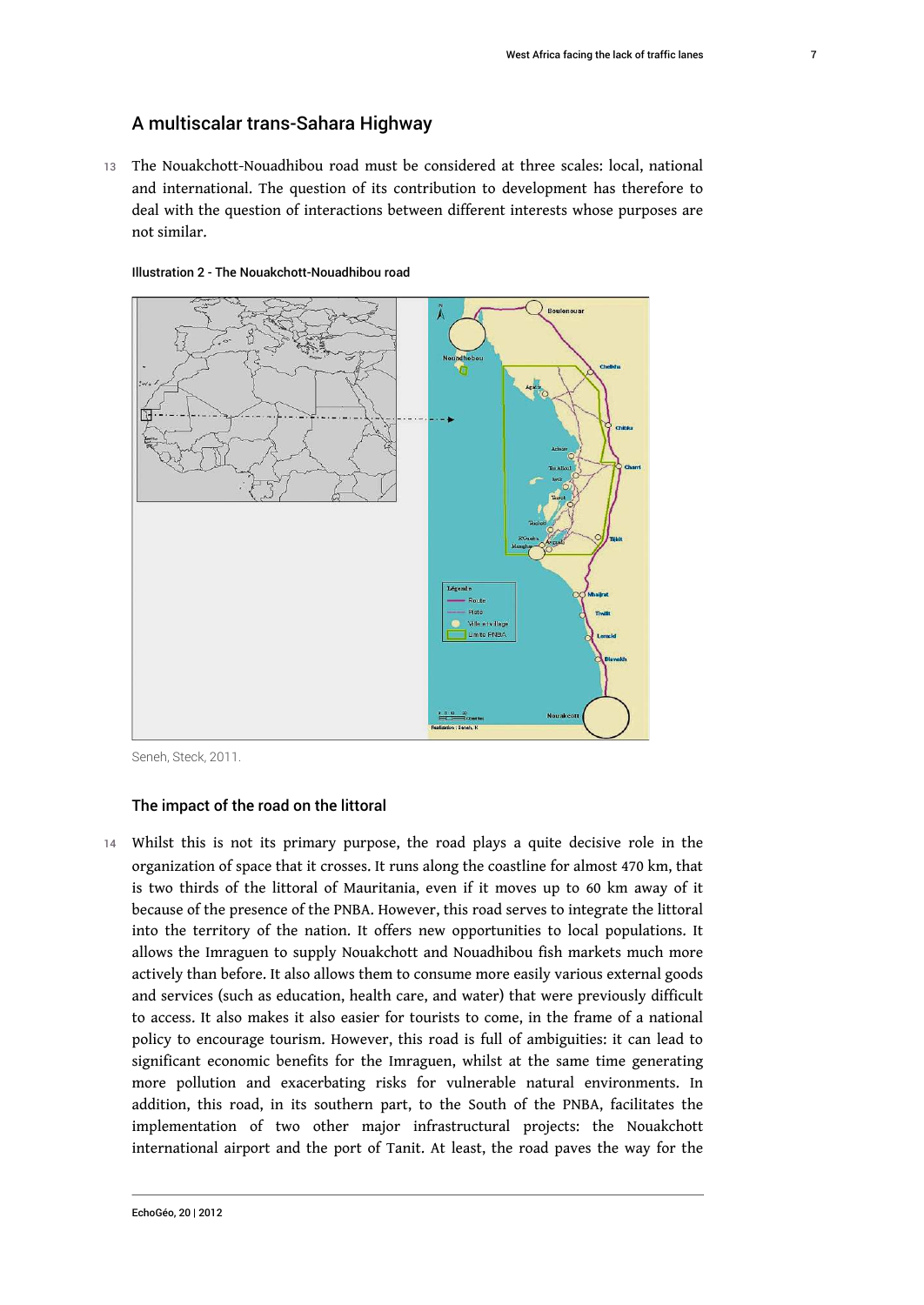## A multiscalar trans-Sahara Highway

13 The Nouakchott-Nouadhibou road must be considered at three scales: local, national and international. The question of its contribution to development has therefore to deal with the question of interactions between different interests whose purposes are not similar.

Illustration 2 - The Nouakchott-Nouadhibou road

Seneh, Steck, 2011.

### The impact of the road on the littoral

14 Whilst this is not its primary purpose, the road plays a quite decisive role in the organization of space that it crosses. It runs along the coastline for almost 470 km, that is two thirds of the littoral of Mauritania, even if it moves up to 60 km away of it because of the presence of the PNBA. However, this road serves to integrate the littoral into the territory of the nation. It offers new opportunities to local populations. It allows the Imraguen to supply Nouakchott and Nouadhibou fish markets much more actively than before. It also allows them to consume more easily various external goods and services (such as education, health care, and water) that were previously difficult to access. It also makes it also easier for tourists to come, in the frame of a national policy to encourage tourism. However, this road is full of ambiguities: it can lead to significant economic benefits for the Imraguen, whilst at the same time generating more pollution and exacerbating risks for vulnerable natural environments. In addition, this road, in its southern part, to the South of the PNBA, facilitates the implementation of two other major infrastructural projects: the Nouakchott international airport and the port of Tanit. At least, the road paves the way for the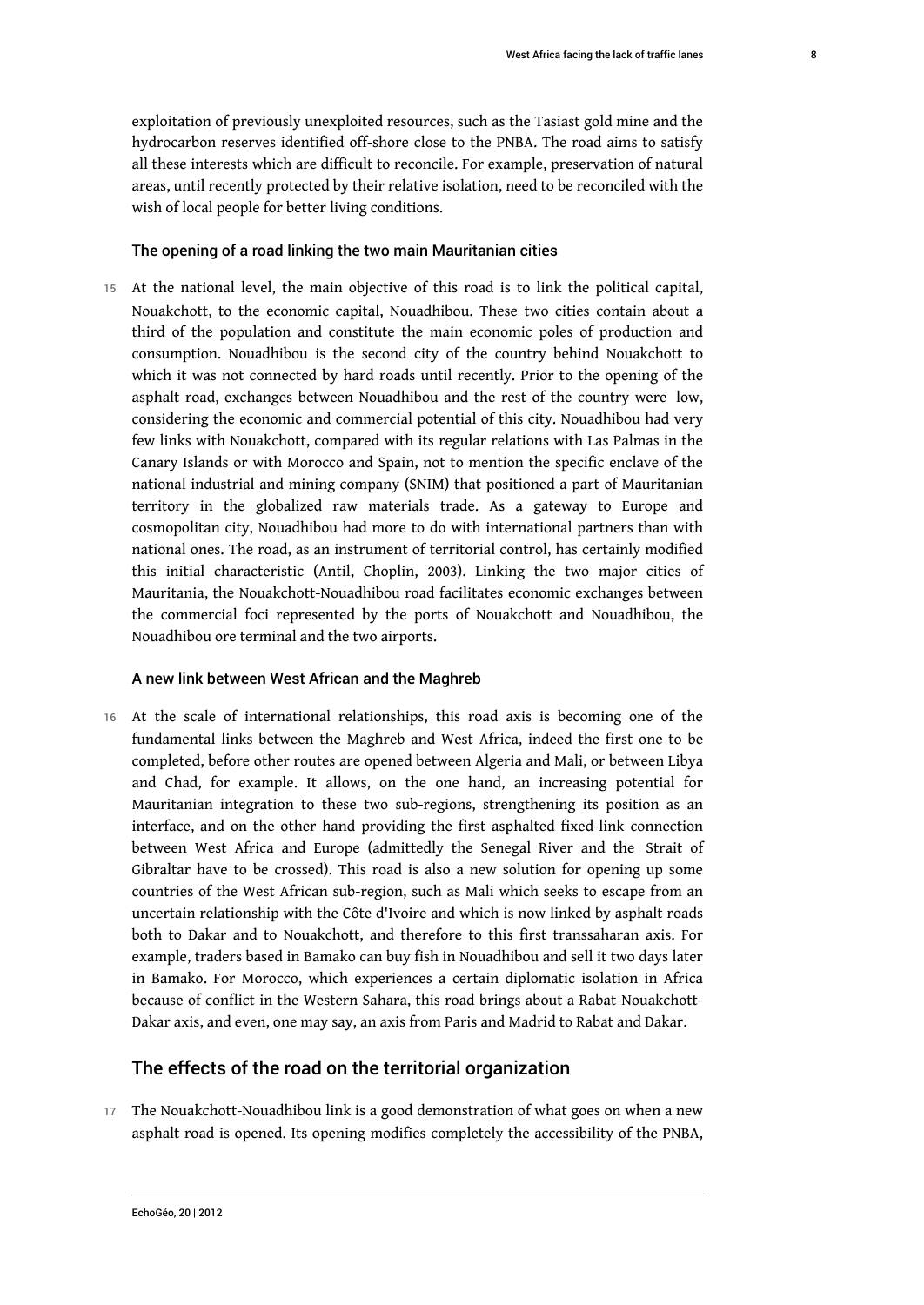exploitation of previously unexploited resources, such as the Tasiast gold mine and the hydrocarbon reserves identified off-shore close to the PNBA. The road aims to satisfy all these interests which are difficult to reconcile. For example, preservation of natural areas, until recently protected by their relative isolation, need to be reconciled with the wish of local people for better living conditions.

### The opening of a road linking the two main Mauritanian cities

15 At the national level, the main objective of this road is to link the political capital, Nouakchott, to the economic capital, Nouadhibou. These two cities contain about a third of the population and constitute the main economic poles of production and consumption. Nouadhibou is the second city of the country behind Nouakchott to which it was not connected by hard roads until recently. Prior to the opening of the asphalt road, exchanges between Nouadhibou and the rest of the country were low, considering the economic and commercial potential of this city. Nouadhibou had very few links with Nouakchott, compared with its regular relations with Las Palmas in the Canary Islands or with Morocco and Spain, not to mention the specific enclave of the national industrial and mining company (SNIM) that positioned a part of Mauritanian territory in the globalized raw materials trade. As a gateway to Europe and cosmopolitan city, Nouadhibou had more to do with international partners than with national ones. The road, as an instrument of territorial control, has certainly modified this initial characteristic (Antil, Choplin, 2003). Linking the two major cities of Mauritania, the Nouakchott-Nouadhibou road facilitates economic exchanges between the commercial foci represented by the ports of Nouakchott and Nouadhibou, the Nouadhibou ore terminal and the two airports.

### A new link between West African and the Maghreb

16 At the scale of international relationships, this road axis is becoming one of the fundamental links between the Maghreb and West Africa, indeed the first one to be completed, before other routes are opened between Algeria and Mali, or between Libya and Chad, for example. It allows, on the one hand, an increasing potential for Mauritanian integration to these two sub-regions, strengthening its position as an interface, and on the other hand providing the first asphalted fixed-link connection between West Africa and Europe (admittedly the Senegal River and the Strait of Gibraltar have to be crossed). This road is also a new solution for opening up some countries of the West African sub-region, such as Mali which seeks to escape from an uncertain relationship with the Côte d'Ivoire and which is now linked by asphalt roads both to Dakar and to Nouakchott, and therefore to this first transsaharan axis. For example, traders based in Bamako can buy fish in Nouadhibou and sell it two days later in Bamako. For Morocco, which experiences a certain diplomatic isolation in Africa because of conflict in the Western Sahara, this road brings about a Rabat-Nouakchott-Dakar axis, and even, one may say, an axis from Paris and Madrid to Rabat and Dakar.

## The effects of the road on the territorial organization

17 The Nouakchott-Nouadhibou link is a good demonstration of what goes on when a new asphalt road is opened. Its opening modifies completely the accessibility of the PNBA,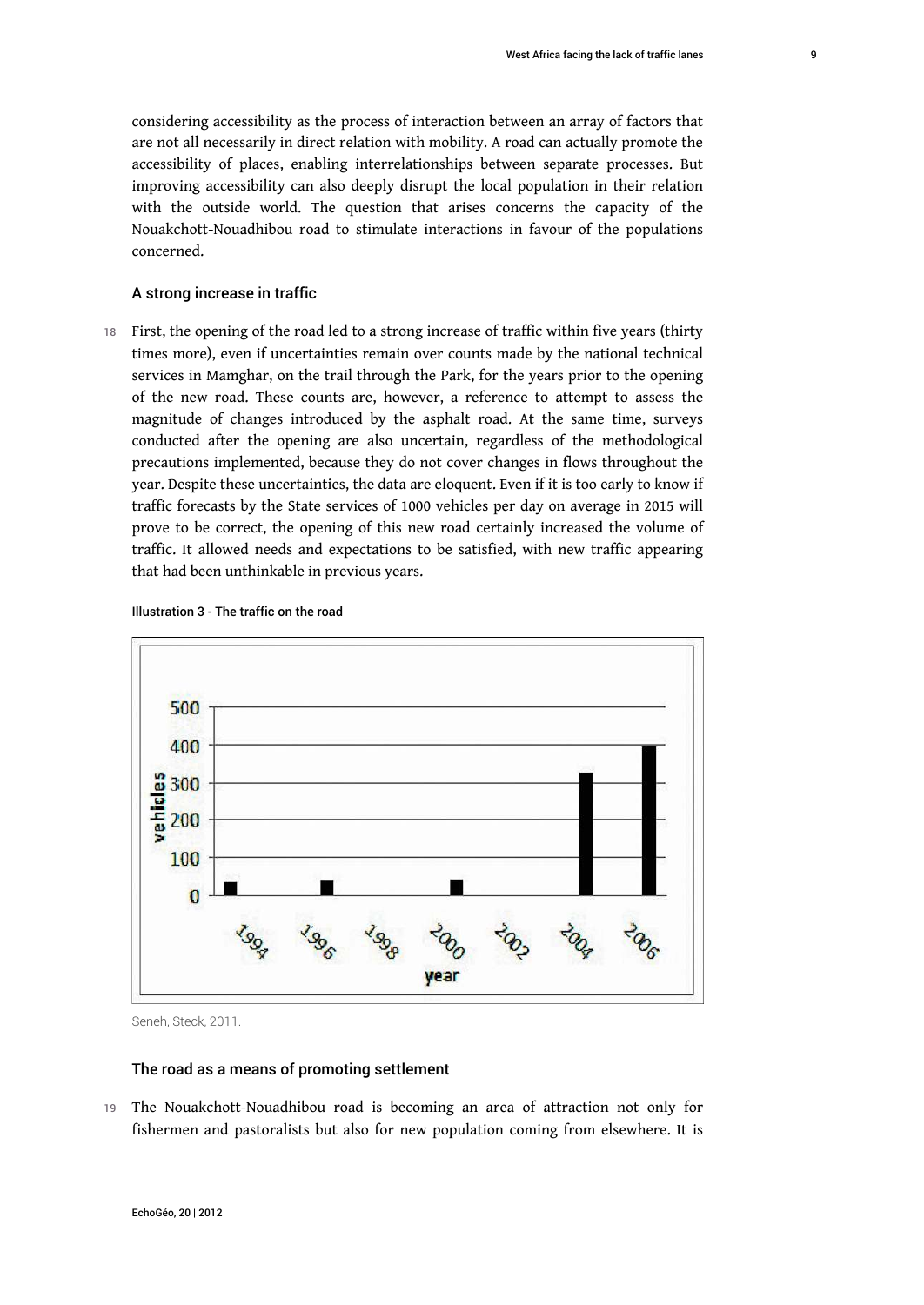considering accessibility as the process of interaction between an array of factors that are not all necessarily in direct relation with mobility. A road can actually promote the accessibility of places, enabling interrelationships between separate processes. But improving accessibility can also deeply disrupt the local population in their relation with the outside world. The question that arises concerns the capacity of the Nouakchott-Nouadhibou road to stimulate interactions in favour of the populations concerned.

### A strong increase in traffic

18 First, the opening of the road led to a strong increase of traffic within five years (thirty times more), even if uncertainties remain over counts made by the national technical services in Mamghar, on the trail through the Park, for the years prior to the opening of the new road. These counts are, however, a reference to attempt to assess the magnitude of changes introduced by the asphalt road. At the same time, surveys conducted after the opening are also uncertain, regardless of the methodological precautions implemented, because they do not cover changes in flows throughout the year. Despite these uncertainties, the data are eloquent. Even if it is too early to know if traffic forecasts by the State services of 1000 vehicles per day on average in 2015 will prove to be correct, the opening of this new road certainly increased the volume of traffic. It allowed needs and expectations to be satisfied, with new traffic appearing that had been unthinkable in previous years.

Illustration 3 - The traffic on the road

Seneh, Steck, 2011.

### The road as a means of promoting settlement

19 The Nouakchott-Nouadhibou road is becoming an area of attraction not only for fishermen and pastoralists but also for new population coming from elsewhere. It is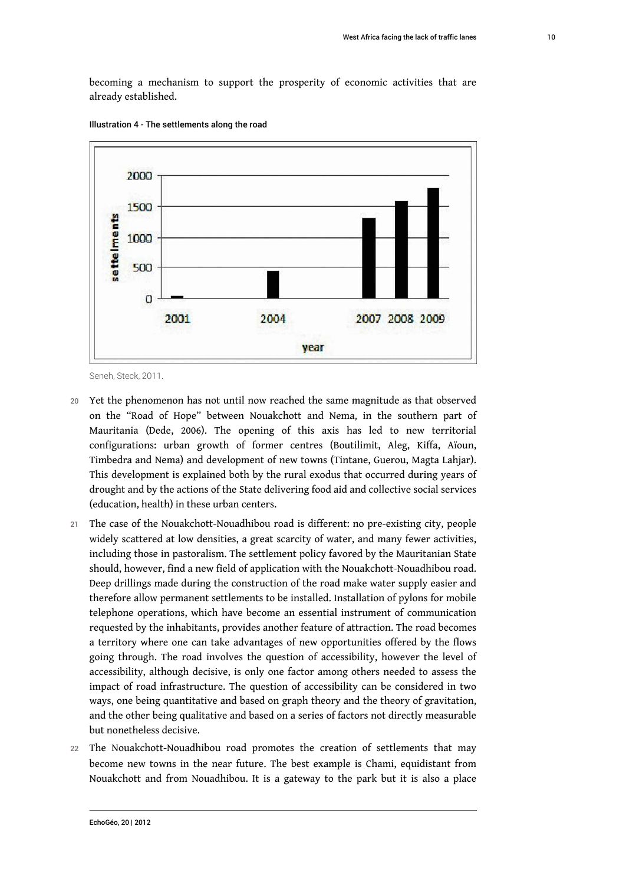becoming a mechanism to support the prosperity of economic activities that are already established.

Illustration 4 - The settlements along the road

Seneh, Steck, 2011.

20 Yet the phenomenon has not until now reached the same magnitude as that observed on the "Road of Hope" between Nouakchott and Nema, in the southern part of Mauritania (Dede, 2006). The opening of this axis has led to new territorial configurations: urban growth of former centres (Boutilimit, Aleg, Kiffa, Aïoun, Timbedra and Nema) and development of new towns (Tintane, Guerou, Magta Lahjar). This development is explained both by the rural exodus that occurred during years of drought and by the actions of the State delivering food aid and collective social services (education, health) in these urban centers.

21 The case of the Nouakchott-Nouadhibou road is different: no pre-existing city, people widely scattered at low densities, a great scarcity of water, and many fewer activities, including those in pastoralism. The settlement policy favored by the Mauritanian State should, however, find a new field of application with the Nouakchott-Nouadhibou road. Deep drillings made during the construction of the road make water supply easier and therefore allow permanent settlements to be installed. Installation of pylons for mobile telephone operations, which have become an essential instrument of communication requested by the inhabitants, provides another feature of attraction. The road becomes a territory where one can take advantages of new opportunities offered by the flows going through. The road involves the question of accessibility, however the level of accessibility, although decisive, is only one factor among others needed to assess the impact of road infrastructure. The question of accessibility can be considered in two ways, one being quantitative and based on graph theory and the theory of gravitation, and the other being qualitative and based on a series of factors not directly measurable but nonetheless decisive.

22 The Nouakchott-Nouadhibou road promotes the creation of settlements that may become new towns in the near future. The best example is Chami, equidistant from Nouakchott and from Nouadhibou. It is a gateway to the park but it is also a place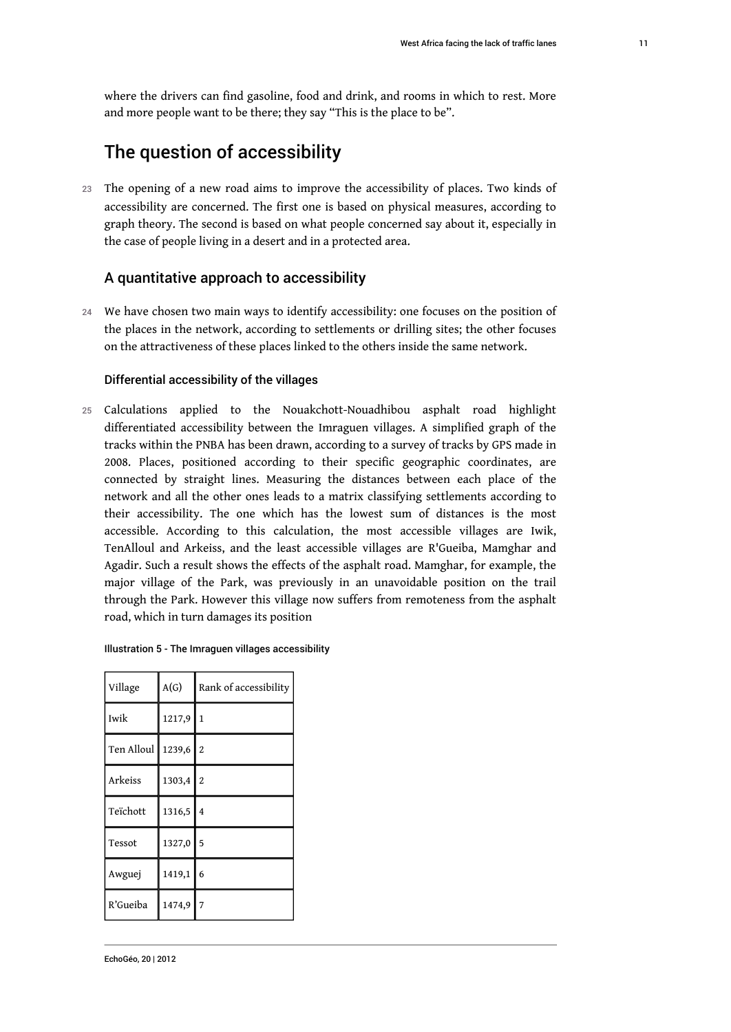where the drivers can find gasoline, food and drink, and rooms in which to rest. More and more people want to be there; they say "This is the place to be".

## The question of accessibility

23 The opening of a new road aims to improve the accessibility of places. Two kinds of accessibility are concerned. The first one is based on physical measures, according to graph theory. The second is based on what people concerned say about it, especially in the case of people living in a desert and in a protected area.

### A quantitative approach to accessibility

24 We have chosen two main ways to identify accessibility: one focuses on the position of the places in the network, according to settlements or drilling sites; the other focuses on the attractiveness of these places linked to the others inside the same network.

#### Differential accessibility of the villages

25 Calculations applied to the Nouakchott-Nouadhibou asphalt road highlight differentiated accessibility between the Imraguen villages. A simplified graph of the tracks within the PNBA has been drawn, according to a survey of tracks by GPS made in 2008. Places, positioned according to their specific geographic coordinates, are connected by straight lines. Measuring the distances between each place of the network and all the other ones leads to a matrix classifying settlements according to their accessibility. The one which has the lowest sum of distances is the most accessible. According to this calculation, the most accessible villages are Iwik, TenAlloul and Arkeiss, and the least accessible villages are R'Gueiba, Mamghar and Agadir. Such a result shows the effects of the asphalt road. Mamghar, for example, the major village of the Park, was previously in an unavoidable position on the trail through the Park. However this village now suffers from remoteness from the asphalt road, which in turn damages its position

Illustration 5 - The Imraguen villages accessibility

| Village | A(G) | Rank of accessibility |
|---|---|---|
| Iwik | 1217,9 | 1 |
| Ten Alloul | 1239,6 | 2 |
| Arkeiss | 1303,4 | 2 |
| Teïchott | 1316,5 | 4 |
| Tessot | 1327,0 | 5 |
| Awguej | 1419,1 | 6 |
| R'Gueiba | 1474,9 | 7 |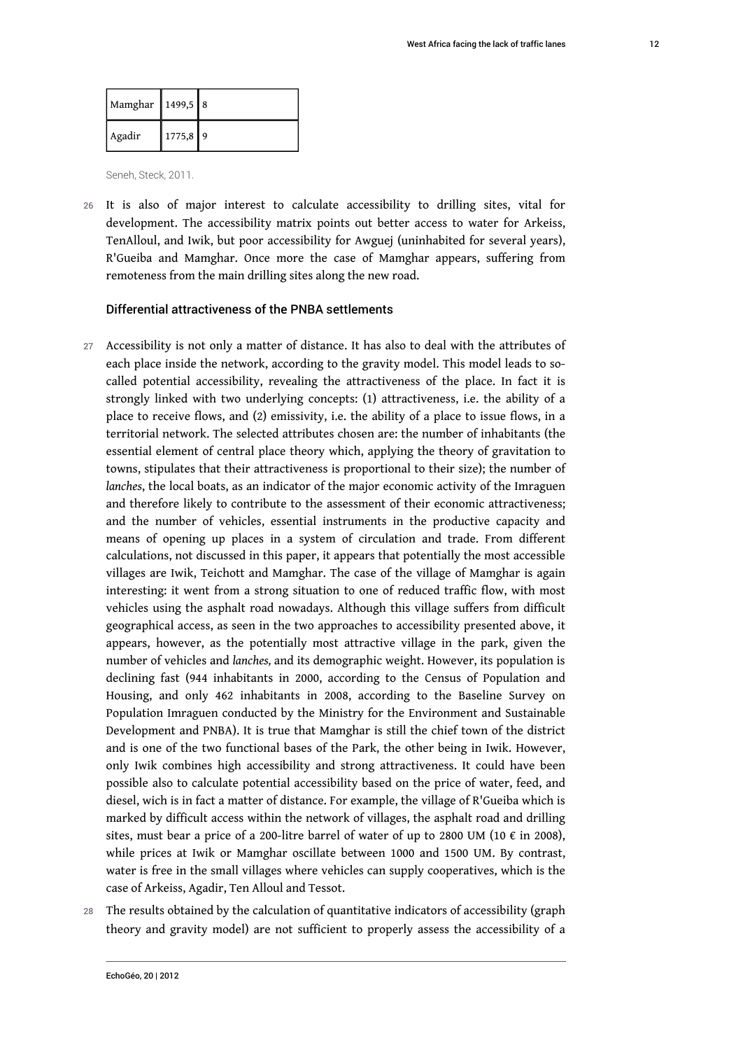| Mamghar | 1499,5 | 8 |
|---|---|---|
| Agadir | 1775,8 | 9 |

Seneh, Steck, 2011.

26 It is also of major interest to calculate accessibility to drilling sites, vital for development. The accessibility matrix points out better access to water for Arkeiss, TenAlloul, and Iwik, but poor accessibility for Awguej (uninhabited for several years), R'Gueiba and Mamghar. Once more the case of Mamghar appears, suffering from remoteness from the main drilling sites along the new road.

### Differential attractiveness of the PNBA settlements

27 Accessibility is not only a matter of distance. It has also to deal with the attributes of each place inside the network, according to the gravity model. This model leads to so-called potential accessibility, revealing the attractiveness of the place. In fact it is strongly linked with two underlying concepts: (1) attractiveness, i.e. the ability of a place to receive flows, and (2) emissivity, i.e. the ability of a place to issue flows, in a territorial network. The selected attributes chosen are: the number of inhabitants (the essential element of central place theory which, applying the theory of gravitation to towns, stipulates that their attractiveness is proportional to their size); the number of *lanches*, the local boats, as an indicator of the major economic activity of the Imraguen and therefore likely to contribute to the assessment of their economic attractiveness; and the number of vehicles, essential instruments in the productive capacity and means of opening up places in a system of circulation and trade. From different calculations, not discussed in this paper, it appears that potentially the most accessible villages are Iwik, Teichott and Mamghar. The case of the village of Mamghar is again interesting: it went from a strong situation to one of reduced traffic flow, with most vehicles using the asphalt road nowadays. Although this village suffers from difficult geographical access, as seen in the two approaches to accessibility presented above, it appears, however, as the potentially most attractive village in the park, given the number of vehicles and *lanches,* and its demographic weight. However, its population is declining fast (944 inhabitants in 2000, according to the Census of Population and Housing, and only 462 inhabitants in 2008, according to the Baseline Survey on Population Imraguen conducted by the Ministry for the Environment and Sustainable Development and PNBA). It is true that Mamghar is still the chief town of the district and is one of the two functional bases of the Park, the other being in Iwik. However, only Iwik combines high accessibility and strong attractiveness. It could have been possible also to calculate potential accessibility based on the price of water, feed, and diesel, wich is in fact a matter of distance. For example, the village of R'Gueiba which is marked by difficult access within the network of villages, the asphalt road and drilling sites, must bear a price of a 200-litre barrel of water of up to 2800 UM (10 € in 2008), while prices at Iwik or Mamghar oscillate between 1000 and 1500 UM. By contrast, water is free in the small villages where vehicles can supply cooperatives, which is the case of Arkeiss, Agadir, Ten Alloul and Tessot.

28 The results obtained by the calculation of quantitative indicators of accessibility (graph theory and gravity model) are not sufficient to properly assess the accessibility of a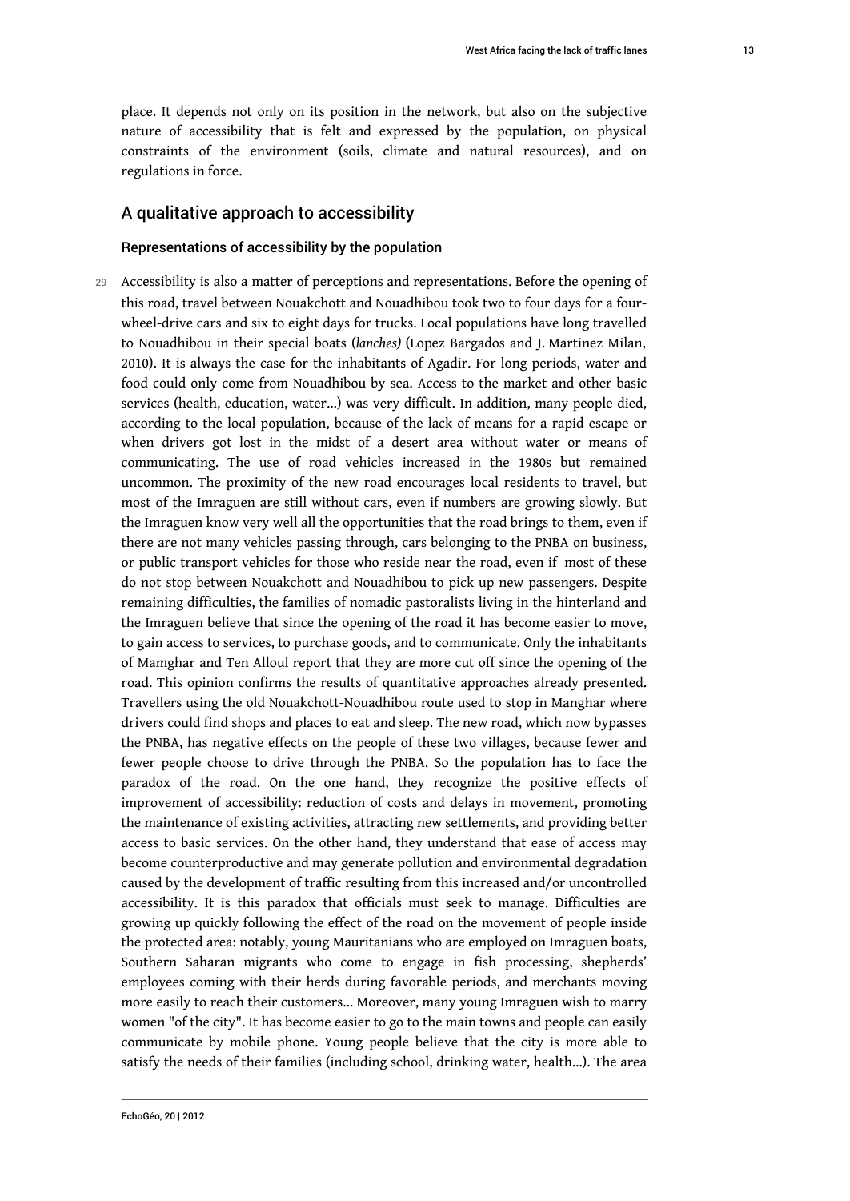place. It depends not only on its position in the network, but also on the subjective nature of accessibility that is felt and expressed by the population, on physical constraints of the environment (soils, climate and natural resources), and on regulations in force.

## A qualitative approach to accessibility

### Representations of accessibility by the population

29 Accessibility is also a matter of perceptions and representations. Before the opening of this road, travel between Nouakchott and Nouadhibou took two to four days for a four-wheel-drive cars and six to eight days for trucks. Local populations have long travelled to Nouadhibou in their special boats (*lanches)* (Lopez Bargados and J. Martinez Milan, 2010). It is always the case for the inhabitants of Agadir. For long periods, water and food could only come from Nouadhibou by sea. Access to the market and other basic services (health, education, water...) was very difficult. In addition, many people died, according to the local population, because of the lack of means for a rapid escape or when drivers got lost in the midst of a desert area without water or means of communicating. The use of road vehicles increased in the 1980s but remained uncommon. The proximity of the new road encourages local residents to travel, but most of the Imraguen are still without cars, even if numbers are growing slowly. But the Imraguen know very well all the opportunities that the road brings to them, even if there are not many vehicles passing through, cars belonging to the PNBA on business, or public transport vehicles for those who reside near the road, even if most of these do not stop between Nouakchott and Nouadhibou to pick up new passengers. Despite remaining difficulties, the families of nomadic pastoralists living in the hinterland and the Imraguen believe that since the opening of the road it has become easier to move, to gain access to services, to purchase goods, and to communicate. Only the inhabitants of Mamghar and Ten Alloul report that they are more cut off since the opening of the road. This opinion confirms the results of quantitative approaches already presented. Travellers using the old Nouakchott-Nouadhibou route used to stop in Manghar where drivers could find shops and places to eat and sleep. The new road, which now bypasses the PNBA, has negative effects on the people of these two villages, because fewer and fewer people choose to drive through the PNBA. So the population has to face the paradox of the road. On the one hand, they recognize the positive effects of improvement of accessibility: reduction of costs and delays in movement, promoting the maintenance of existing activities, attracting new settlements, and providing better access to basic services. On the other hand, they understand that ease of access may become counterproductive and may generate pollution and environmental degradation caused by the development of traffic resulting from this increased and/or uncontrolled accessibility. It is this paradox that officials must seek to manage. Difficulties are growing up quickly following the effect of the road on the movement of people inside the protected area: notably, young Mauritanians who are employed on Imraguen boats, Southern Saharan migrants who come to engage in fish processing, shepherds' employees coming with their herds during favorable periods, and merchants moving more easily to reach their customers... Moreover, many young Imraguen wish to marry women "of the city". It has become easier to go to the main towns and people can easily communicate by mobile phone. Young people believe that the city is more able to satisfy the needs of their families (including school, drinking water, health...). The area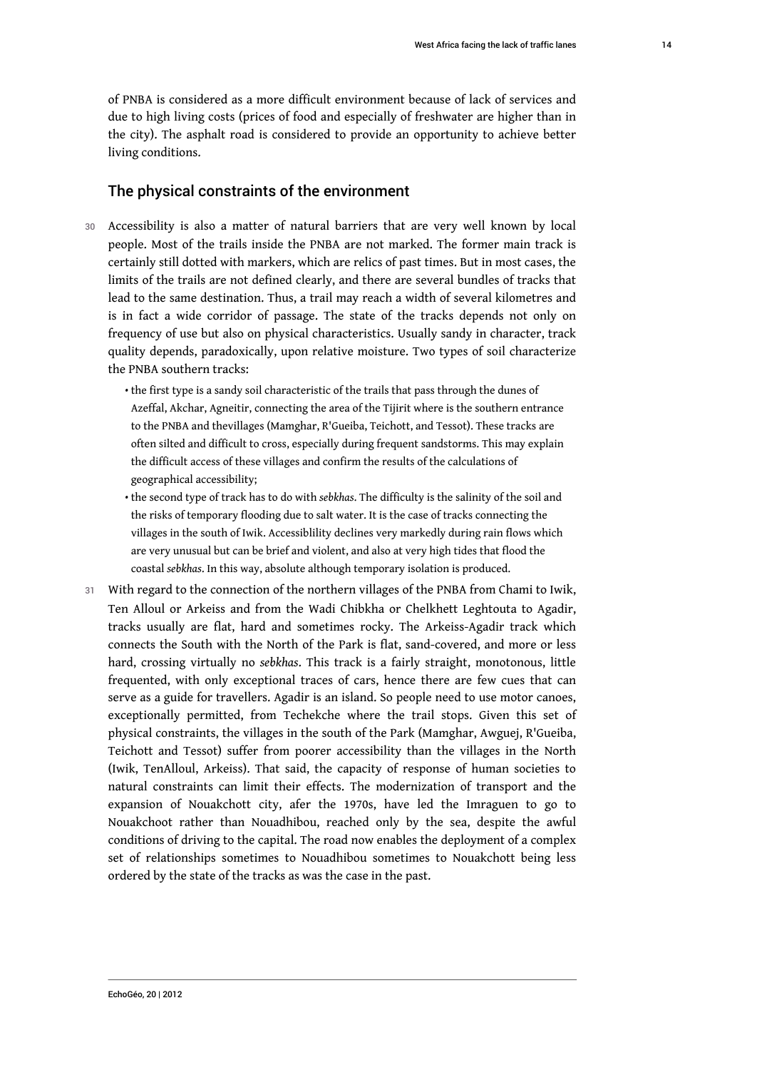of PNBA is considered as a more difficult environment because of lack of services and due to high living costs (prices of food and especially of freshwater are higher than in the city). The asphalt road is considered to provide an opportunity to achieve better living conditions.

## The physical constraints of the environment

30 Accessibility is also a matter of natural barriers that are very well known by local people. Most of the trails inside the PNBA are not marked. The former main track is certainly still dotted with markers, which are relics of past times. But in most cases, the limits of the trails are not defined clearly, and there are several bundles of tracks that lead to the same destination. Thus, a trail may reach a width of several kilometres and is in fact a wide corridor of passage. The state of the tracks depends not only on frequency of use but also on physical characteristics. Usually sandy in character, track quality depends, paradoxically, upon relative moisture. Two types of soil characterize the PNBA southern tracks:

- the first type is a sandy soil characteristic of the trails that pass through the dunes of Azeffal, Akchar, Agneitir, connecting the area of the Tijirit where is the southern entrance to the PNBA and thevillages (Mamghar, R'Gueiba, Teichott, and Tessot). These tracks are often silted and difficult to cross, especially during frequent sandstorms. This may explain the difficult access of these villages and confirm the results of the calculations of geographical accessibility;
- the second type of track has to do with *sebkhas*. The difficulty is the salinity of the soil and the risks of temporary flooding due to salt water. It is the case of tracks connecting the villages in the south of Iwik. Accessiblility declines very markedly during rain flows which are very unusual but can be brief and violent, and also at very high tides that flood the coastal *sebkhas*. In this way, absolute although temporary isolation is produced.

31 With regard to the connection of the northern villages of the PNBA from Chami to Iwik, Ten Alloul or Arkeiss and from the Wadi Chibkha or Chelkhett Leghtouta to Agadir, tracks usually are flat, hard and sometimes rocky. The Arkeiss-Agadir track which connects the South with the North of the Park is flat, sand-covered, and more or less hard, crossing virtually no *sebkhas*. This track is a fairly straight, monotonous, little frequented, with only exceptional traces of cars, hence there are few cues that can serve as a guide for travellers. Agadir is an island. So people need to use motor canoes, exceptionally permitted, from Techekche where the trail stops. Given this set of physical constraints, the villages in the south of the Park (Mamghar, Awguej, R'Gueiba, Teichott and Tessot) suffer from poorer accessibility than the villages in the North (Iwik, TenAlloul, Arkeiss). That said, the capacity of response of human societies to natural constraints can limit their effects. The modernization of transport and the expansion of Nouakchott city, afer the 1970s, have led the Imraguen to go to Nouakchoot rather than Nouadhibou, reached only by the sea, despite the awful conditions of driving to the capital. The road now enables the deployment of a complex set of relationships sometimes to Nouadhibou sometimes to Nouakchott being less ordered by the state of the tracks as was the case in the past.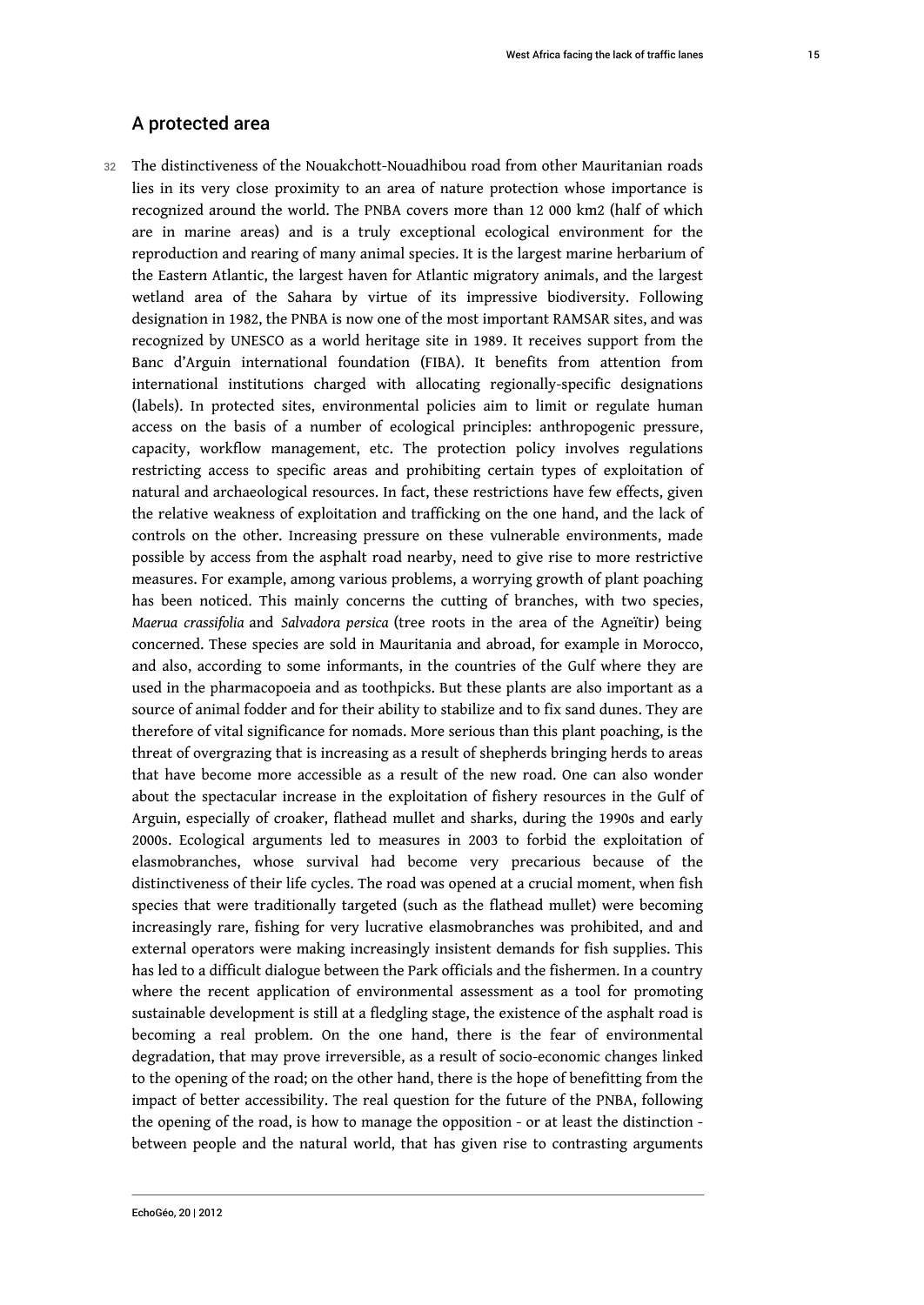## A protected area

32 The distinctiveness of the Nouakchott-Nouadhibou road from other Mauritanian roads lies in its very close proximity to an area of nature protection whose importance is recognized around the world. The PNBA covers more than 12 000 km2 (half of which are in marine areas) and is a truly exceptional ecological environment for the reproduction and rearing of many animal species. It is the largest marine herbarium of the Eastern Atlantic, the largest haven for Atlantic migratory animals, and the largest wetland area of the Sahara by virtue of its impressive biodiversity. Following designation in 1982, the PNBA is now one of the most important RAMSAR sites, and was recognized by UNESCO as a world heritage site in 1989. It receives support from the Banc d'Arguin international foundation (FIBA). It benefits from attention from international institutions charged with allocating regionally-specific designations (labels). In protected sites, environmental policies aim to limit or regulate human access on the basis of a number of ecological principles: anthropogenic pressure, capacity, workflow management, etc. The protection policy involves regulations restricting access to specific areas and prohibiting certain types of exploitation of natural and archaeological resources. In fact, these restrictions have few effects, given the relative weakness of exploitation and trafficking on the one hand, and the lack of controls on the other. Increasing pressure on these vulnerable environments, made possible by access from the asphalt road nearby, need to give rise to more restrictive measures. For example, among various problems, a worrying growth of plant poaching has been noticed. This mainly concerns the cutting of branches, with two species, *Maerua crassifolia* and *Salvadora persica* (tree roots in the area of the Agneïtir) being concerned. These species are sold in Mauritania and abroad, for example in Morocco, and also, according to some informants, in the countries of the Gulf where they are used in the pharmacopoeia and as toothpicks. But these plants are also important as a source of animal fodder and for their ability to stabilize and to fix sand dunes. They are therefore of vital significance for nomads. More serious than this plant poaching, is the threat of overgrazing that is increasing as a result of shepherds bringing herds to areas that have become more accessible as a result of the new road. One can also wonder about the spectacular increase in the exploitation of fishery resources in the Gulf of Arguin, especially of croaker, flathead mullet and sharks, during the 1990s and early 2000s. Ecological arguments led to measures in 2003 to forbid the exploitation of elasmobranches, whose survival had become very precarious because of the distinctiveness of their life cycles. The road was opened at a crucial moment, when fish species that were traditionally targeted (such as the flathead mullet) were becoming increasingly rare, fishing for very lucrative elasmobranches was prohibited, and and external operators were making increasingly insistent demands for fish supplies. This has led to a difficult dialogue between the Park officials and the fishermen. In a country where the recent application of environmental assessment as a tool for promoting sustainable development is still at a fledgling stage, the existence of the asphalt road is becoming a real problem. On the one hand, there is the fear of environmental degradation, that may prove irreversible, as a result of socio-economic changes linked to the opening of the road; on the other hand, there is the hope of benefitting from the impact of better accessibility. The real question for the future of the PNBA, following the opening of the road, is how to manage the opposition - or at least the distinction - between people and the natural world, that has given rise to contrasting arguments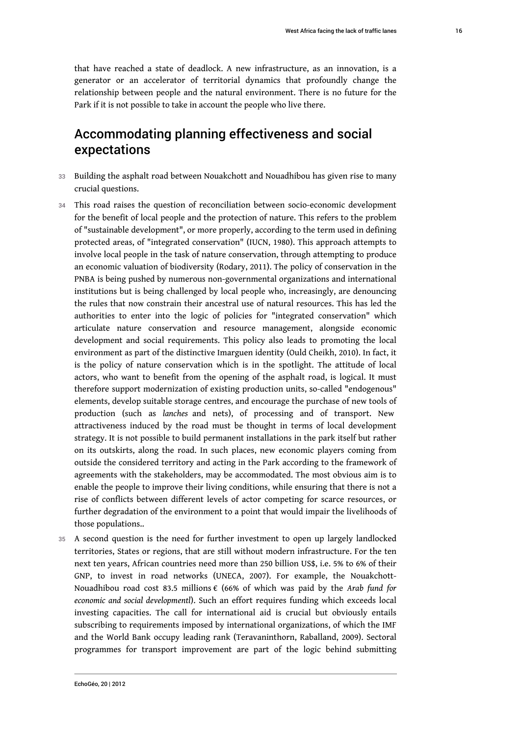that have reached a state of deadlock. A new infrastructure, as an innovation, is a generator or an accelerator of territorial dynamics that profoundly change the relationship between people and the natural environment. There is no future for the Park if it is not possible to take in account the people who live there.

## Accommodating planning effectiveness and social expectations

33 Building the asphalt road between Nouakchott and Nouadhibou has given rise to many crucial questions.

34 This road raises the question of reconciliation between socio-economic development for the benefit of local people and the protection of nature. This refers to the problem of "sustainable development", or more properly, according to the term used in defining protected areas, of "integrated conservation" (IUCN, 1980). This approach attempts to involve local people in the task of nature conservation, through attempting to produce an economic valuation of biodiversity (Rodary, 2011). The policy of conservation in the PNBA is being pushed by numerous non-governmental organizations and international institutions but is being challenged by local people who, increasingly, are denouncing the rules that now constrain their ancestral use of natural resources. This has led the authorities to enter into the logic of policies for "integrated conservation" which articulate nature conservation and resource management, alongside economic development and social requirements. This policy also leads to promoting the local environment as part of the distinctive Imarguen identity (Ould Cheikh, 2010). In fact, it is the policy of nature conservation which is in the spotlight. The attitude of local actors, who want to benefit from the opening of the asphalt road, is logical. It must therefore support modernization of existing production units, so-called "endogenous" elements, develop suitable storage centres, and encourage the purchase of new tools of production (such as *lanches* and nets), of processing and of transport. New attractiveness induced by the road must be thought in terms of local development strategy. It is not possible to build permanent installations in the park itself but rather on its outskirts, along the road. In such places, new economic players coming from outside the considered territory and acting in the Park according to the framework of agreements with the stakeholders, may be accommodated. The most obvious aim is to enable the people to improve their living conditions, while ensuring that there is not a rise of conflicts between different levels of actor competing for scarce resources, or further degradation of the environment to a point that would impair the livelihoods of those populations..

35 A second question is the need for further investment to open up largely landlocked territories, States or regions, that are still without modern infrastructure. For the ten next ten years, African countries need more than 250 billion US$, i.e. 5% to 6% of their GNP, to invest in road networks (UNECA, 2007). For example, the Nouakchott-Nouadhibou road cost 83.5 millions € (66% of which was paid by the *Arab fund for economic and social developmentl*). Such an effort requires funding which exceeds local investing capacities. The call for international aid is crucial but obviously entails subscribing to requirements imposed by international organizations, of which the IMF and the World Bank occupy leading rank (Teravaninthorn, Raballand, 2009). Sectoral programmes for transport improvement are part of the logic behind submitting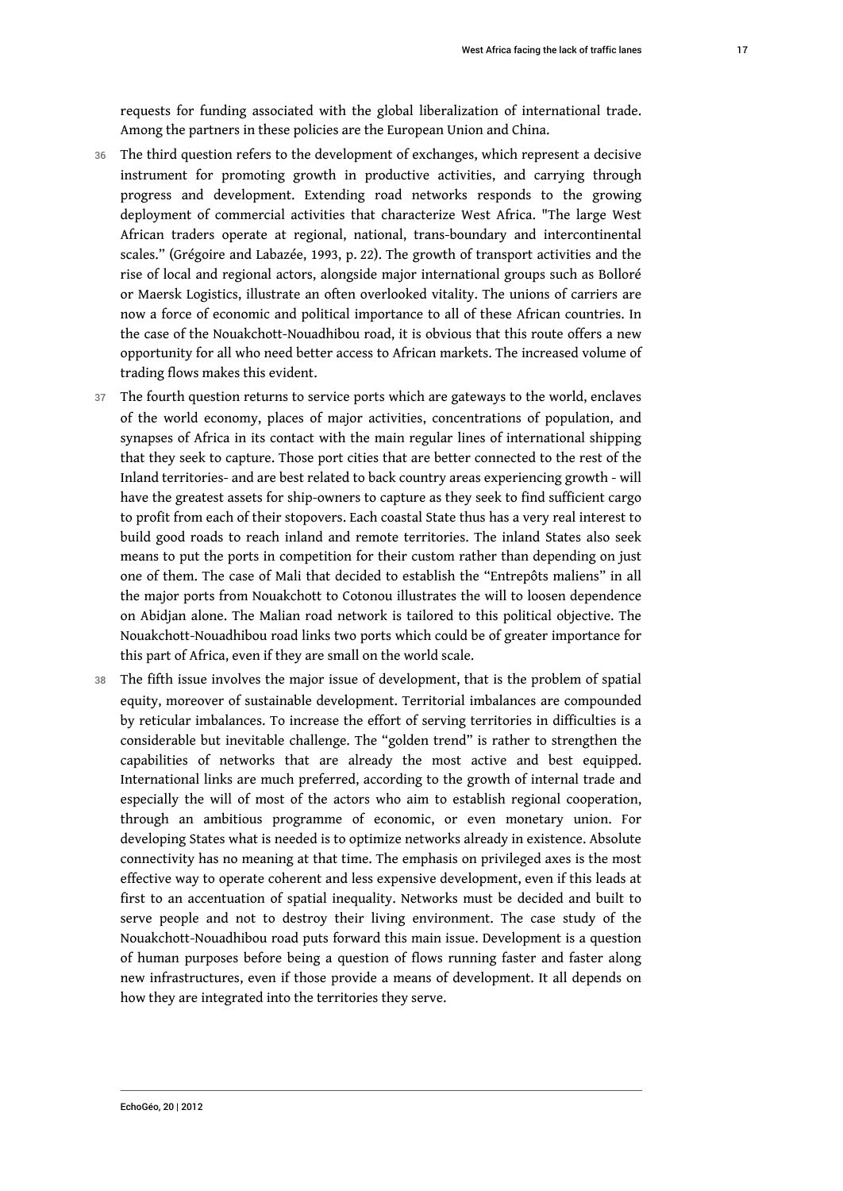requests for funding associated with the global liberalization of international trade. Among the partners in these policies are the European Union and China.

36 The third question refers to the development of exchanges, which represent a decisive instrument for promoting growth in productive activities, and carrying through progress and development. Extending road networks responds to the growing deployment of commercial activities that characterize West Africa. "The large West African traders operate at regional, national, trans-boundary and intercontinental scales." (Grégoire and Labazée, 1993, p. 22). The growth of transport activities and the rise of local and regional actors, alongside major international groups such as Bolloré or Maersk Logistics, illustrate an often overlooked vitality. The unions of carriers are now a force of economic and political importance to all of these African countries. In the case of the Nouakchott-Nouadhibou road, it is obvious that this route offers a new opportunity for all who need better access to African markets. The increased volume of trading flows makes this evident.

37 The fourth question returns to service ports which are gateways to the world, enclaves of the world economy, places of major activities, concentrations of population, and synapses of Africa in its contact with the main regular lines of international shipping that they seek to capture. Those port cities that are better connected to the rest of the Inland territories- and are best related to back country areas experiencing growth - will have the greatest assets for ship-owners to capture as they seek to find sufficient cargo to profit from each of their stopovers. Each coastal State thus has a very real interest to build good roads to reach inland and remote territories. The inland States also seek means to put the ports in competition for their custom rather than depending on just one of them. The case of Mali that decided to establish the "Entrepôts maliens" in all the major ports from Nouakchott to Cotonou illustrates the will to loosen dependence on Abidjan alone. The Malian road network is tailored to this political objective. The Nouakchott-Nouadhibou road links two ports which could be of greater importance for this part of Africa, even if they are small on the world scale.

38 The fifth issue involves the major issue of development, that is the problem of spatial equity, moreover of sustainable development. Territorial imbalances are compounded by reticular imbalances. To increase the effort of serving territories in difficulties is a considerable but inevitable challenge. The "golden trend" is rather to strengthen the capabilities of networks that are already the most active and best equipped. International links are much preferred, according to the growth of internal trade and especially the will of most of the actors who aim to establish regional cooperation, through an ambitious programme of economic, or even monetary union. For developing States what is needed is to optimize networks already in existence. Absolute connectivity has no meaning at that time. The emphasis on privileged axes is the most effective way to operate coherent and less expensive development, even if this leads at first to an accentuation of spatial inequality. Networks must be decided and built to serve people and not to destroy their living environment. The case study of the Nouakchott-Nouadhibou road puts forward this main issue. Development is a question of human purposes before being a question of flows running faster and faster along new infrastructures, even if those provide a means of development. It all depends on how they are integrated into the territories they serve.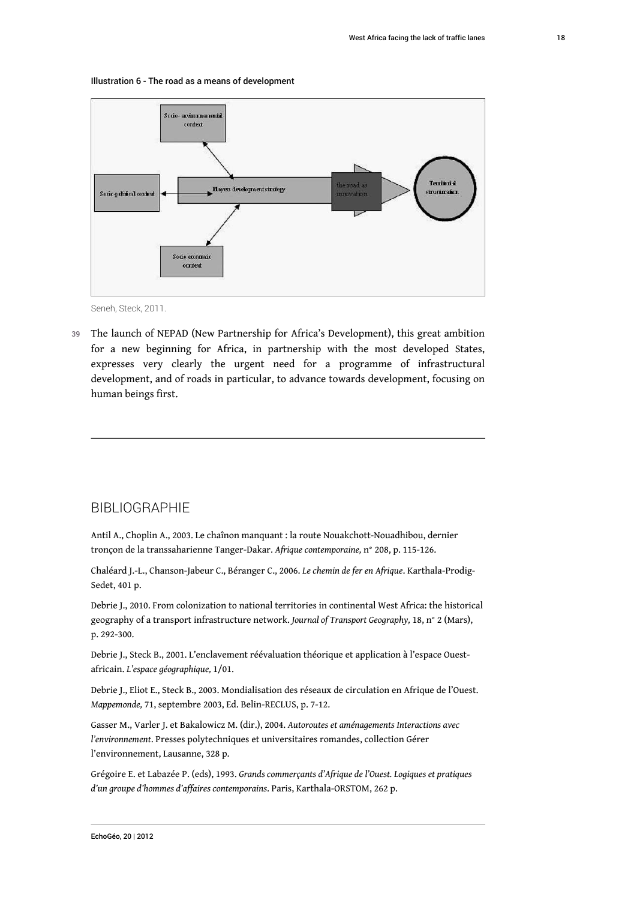Illustration 6 - The road as a means of development

Seneh, Steck, 2011.

39 The launch of NEPAD (New Partnership for Africa's Development), this great ambition for a new beginning for Africa, in partnership with the most developed States, expresses very clearly the urgent need for a programme of infrastructural development, and of roads in particular, to advance towards development, focusing on human beings first.

---

## BIBLIOGRAPHIE

Antil A., Choplin A., 2003. Le chaînon manquant : la route Nouakchott-Nouadhibou, dernier tronçon de la transsaharienne Tanger-Dakar. *Afrique contemporaine,* n° 208, p. 115-126.

Chaléard J.-L., Chanson-Jabeur C., Béranger C., 2006. *Le chemin de fer en Afrique*. Karthala-Prodig-Sedet, 401 p.

Debrie J., 2010. From colonization to national territories in continental West Africa: the historical geography of a transport infrastructure network. *Journal of Transport Geography,* 18, n° 2 (Mars), p. 292-300.

Debrie J., Steck B., 2001. L'enclavement réévaluation théorique et application à l'espace Ouest-africain. *L'espace géographique,* 1/01.

Debrie J., Eliot E., Steck B., 2003. Mondialisation des réseaux de circulation en Afrique de l'Ouest. *Mappemonde,* 71, septembre 2003, Ed. Belin-RECLUS, p. 7-12.

Gasser M., Varler J. et Bakalowicz M. (dir.), 2004. *Autoroutes et aménagements Interactions avec l'environnement*. Presses polytechniques et universitaires romandes, collection Gérer l'environnement, Lausanne, 328 p.

Grégoire E. et Labazée P. (eds), 1993. *Grands commerçants d'Afrique de l'Ouest. Logiques et pratiques d'un groupe d'hommes d'affaires contemporains*. Paris, Karthala-ORSTOM, 262 p.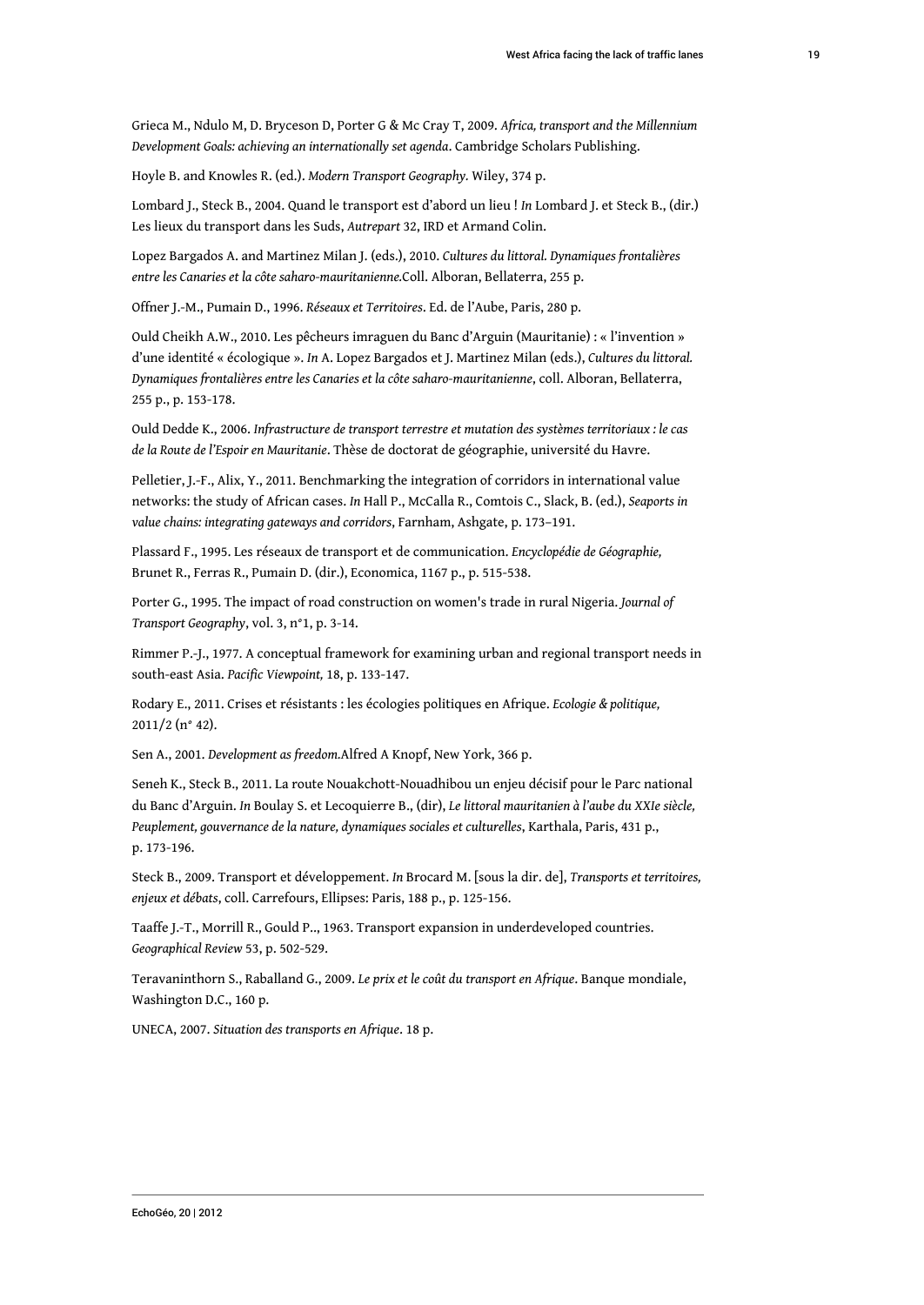Grieca M., Ndulo M, D. Bryceson D, Porter G & Mc Cray T, 2009. *Africa, transport and the Millennium Development Goals: achieving an internationally set agenda*. Cambridge Scholars Publishing.

Hoyle B. and Knowles R. (ed.). *Modern Transport Geography.* Wiley, 374 p.

Lombard J., Steck B., 2004. Quand le transport est d'abord un lieu ! *In* Lombard J. et Steck B., (dir.) Les lieux du transport dans les Suds, *Autrepart* 32, IRD et Armand Colin.

Lopez Bargados A. and Martinez Milan J. (eds.), 2010. *Cultures du littoral. Dynamiques frontalières entre les Canaries et la côte saharo-mauritanienne.*Coll. Alboran, Bellaterra, 255 p.

Offner J.-M., Pumain D., 1996. *Réseaux et Territoires*. Ed. de l'Aube, Paris, 280 p.

Ould Cheikh A.W., 2010. Les pêcheurs imraguen du Banc d'Arguin (Mauritanie) : « l'invention » d'une identité « écologique ». *In* A. Lopez Bargados et J. Martinez Milan (eds.), *Cultures du littoral. Dynamiques frontalières entre les Canaries et la côte saharo-mauritanienne*, coll. Alboran, Bellaterra, 255 p., p. 153-178.

Ould Dedde K., 2006. *Infrastructure de transport terrestre et mutation des systèmes territoriaux : le cas de la Route de l'Espoir en Mauritanie*. Thèse de doctorat de géographie, université du Havre.

Pelletier, J.-F., Alix, Y., 2011. Benchmarking the integration of corridors in international value networks: the study of African cases. *In* Hall P., McCalla R., Comtois C., Slack, B. (ed.), *Seaports in value chains: integrating gateways and corridors*, Farnham, Ashgate, p. 173–191.

Plassard F., 1995. Les réseaux de transport et de communication. *Encyclopédie de Géographie,* Brunet R., Ferras R., Pumain D. (dir.), Economica, 1167 p., p. 515-538.

Porter G., 1995. The impact of road construction on women's trade in rural Nigeria. *Journal of Transport Geography*, vol. 3, n°1, p. 3-14.

Rimmer P.-J., 1977. A conceptual framework for examining urban and regional transport needs in south-east Asia. *Pacific Viewpoint,* 18, p. 133-147.

Rodary E., 2011. Crises et résistants : les écologies politiques en Afrique. *Ecologie & politique,* 2011/2 (n° 42).

Sen A., 2001. *Development as freedom.*Alfred A Knopf, New York, 366 p.

Seneh K., Steck B., 2011. La route Nouakchott-Nouadhibou un enjeu décisif pour le Parc national du Banc d'Arguin. *In* Boulay S. et Lecoquierre B., (dir), *Le littoral mauritanien à l'aube du XXIe siècle, Peuplement, gouvernance de la nature, dynamiques sociales et culturelles*, Karthala, Paris, 431 p., p. 173-196.

Steck B., 2009. Transport et développement. *In* Brocard M. [sous la dir. de], *Transports et territoires, enjeux et débats*, coll. Carrefours, Ellipses: Paris, 188 p., p. 125-156.

Taaffe J.-T., Morrill R., Gould P.., 1963. Transport expansion in underdeveloped countries. *Geographical Review* 53, p. 502-529.

Teravaninthorn S., Raballand G., 2009. *Le prix et le coût du transport en Afrique*. Banque mondiale, Washington D.C., 160 p.

UNECA, 2007. *Situation des transports en Afrique*. 18 p.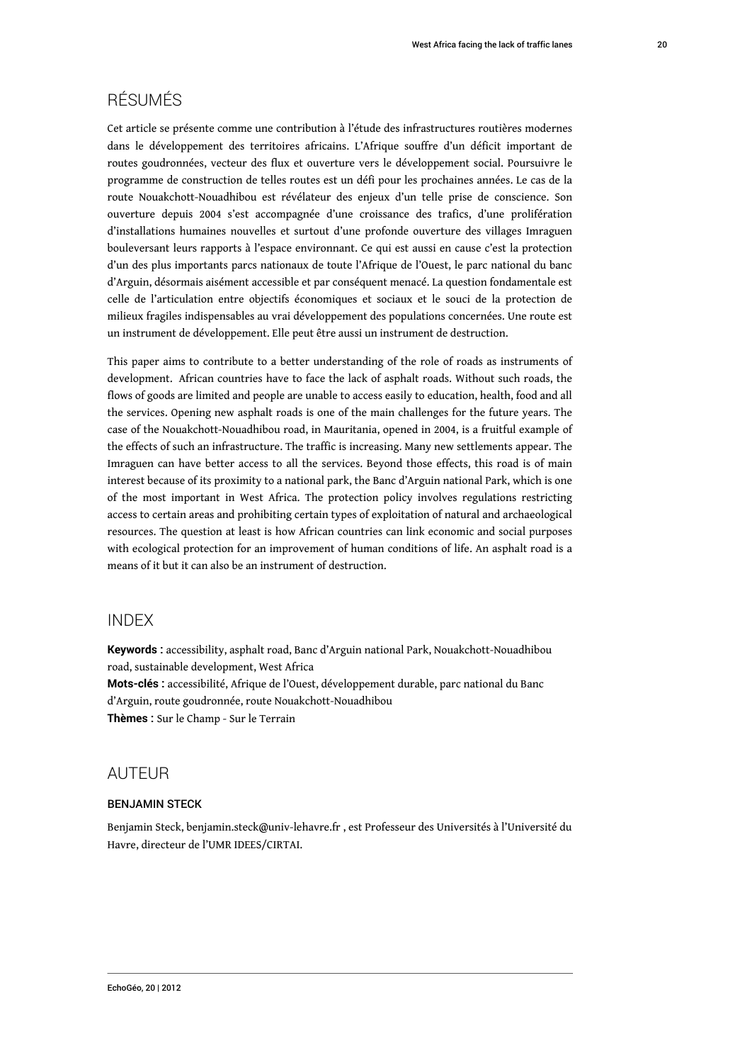## RÉSUMÉS

Cet article se présente comme une contribution à l'étude des infrastructures routières modernes dans le développement des territoires africains. L'Afrique souffre d'un déficit important de routes goudronnées, vecteur des flux et ouverture vers le développement social. Poursuivre le programme de construction de telles routes est un défi pour les prochaines années. Le cas de la route Nouakchott-Nouadhibou est révélateur des enjeux d'un telle prise de conscience. Son ouverture depuis 2004 s'est accompagnée d'une croissance des trafics, d'une prolifération d'installations humaines nouvelles et surtout d'une profonde ouverture des villages Imraguen bouleversant leurs rapports à l'espace environnant. Ce qui est aussi en cause c'est la protection d'un des plus importants parcs nationaux de toute l'Afrique de l'Ouest, le parc national du banc d'Arguin, désormais aisément accessible et par conséquent menacé. La question fondamentale est celle de l'articulation entre objectifs économiques et sociaux et le souci de la protection de milieux fragiles indispensables au vrai développement des populations concernées. Une route est un instrument de développement. Elle peut être aussi un instrument de destruction.

This paper aims to contribute to a better understanding of the role of roads as instruments of development. African countries have to face the lack of asphalt roads. Without such roads, the flows of goods are limited and people are unable to access easily to education, health, food and all the services. Opening new asphalt roads is one of the main challenges for the future years. The case of the Nouakchott-Nouadhibou road, in Mauritania, opened in 2004, is a fruitful example of the effects of such an infrastructure. The traffic is increasing. Many new settlements appear. The Imraguen can have better access to all the services. Beyond those effects, this road is of main interest because of its proximity to a national park, the Banc d'Arguin national Park, which is one of the most important in West Africa. The protection policy involves regulations restricting access to certain areas and prohibiting certain types of exploitation of natural and archaeological resources. The question at least is how African countries can link economic and social purposes with ecological protection for an improvement of human conditions of life. An asphalt road is a means of it but it can also be an instrument of destruction.

## INDEX

**Keywords :** accessibility, asphalt road, Banc d'Arguin national Park, Nouakchott-Nouadhibou road, sustainable development, West Africa
**Mots-clés :** accessibilité, Afrique de l'Ouest, développement durable, parc national du Banc d'Arguin, route goudronnée, route Nouakchott-Nouadhibou
**Thèmes :** Sur le Champ - Sur le Terrain

## AUTEUR

### BENJAMIN STECK

Benjamin Steck, benjamin.steck@univ-lehavre.fr , est Professeur des Universités à l'Université du Havre, directeur de l'UMR IDEES/CIRTAI.